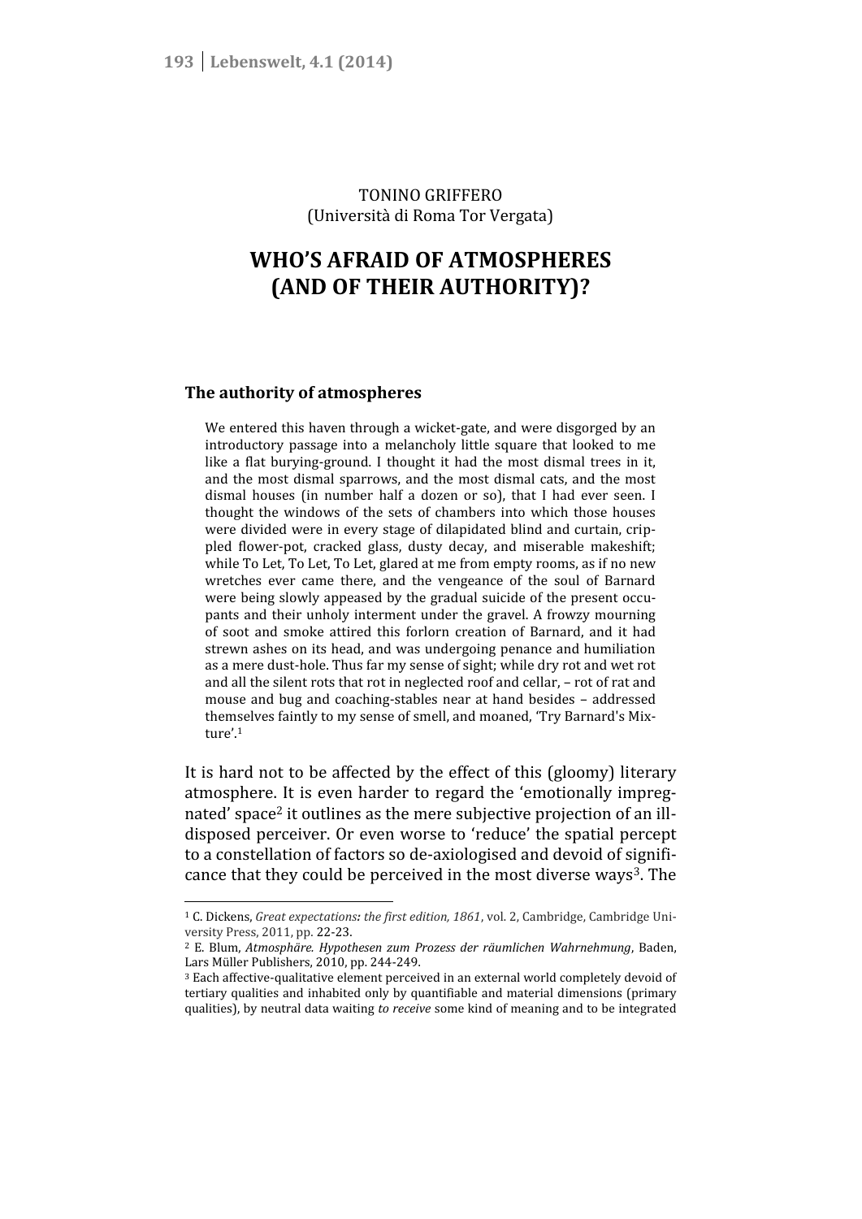TONINO GRIFFERO
(Università di Roma Tor Vergata)

# WHO'S AFRAID OF ATMOSPHERES (AND OF THEIR AUTHORITY)?

## The authority of atmospheres

> We entered this haven through a wicket-gate, and were disgorged by an introductory passage into a melancholy little square that looked to me like a flat burying-ground. I thought it had the most dismal trees in it, and the most dismal sparrows, and the most dismal cats, and the most dismal houses (in number half a dozen or so), that I had ever seen. I thought the windows of the sets of chambers into which those houses were divided were in every stage of dilapidated blind and curtain, crippled flower-pot, cracked glass, dusty decay, and miserable makeshift; while To Let, To Let, To Let, glared at me from empty rooms, as if no new wretches ever came there, and the vengeance of the soul of Barnard were being slowly appeased by the gradual suicide of the present occupants and their unholy interment under the gravel. A frowzy mourning of soot and smoke attired this forlorn creation of Barnard, and it had strewn ashes on its head, and was undergoing penance and humiliation as a mere dust-hole. Thus far my sense of sight; while dry rot and wet rot and all the silent rots that rot in neglected roof and cellar, – rot of rat and mouse and bug and coaching-stables near at hand besides – addressed themselves faintly to my sense of smell, and moaned, 'Try Barnard's Mixture'.[1]

It is hard not to be affected by the effect of this (gloomy) literary atmosphere. It is even harder to regard the 'emotionally impregnated' space[2] it outlines as the mere subjective projection of an ill-disposed perceiver. Or even worse to 'reduce' the spatial percept to a constellation of factors so de-axiologised and devoid of significance that they could be perceived in the most diverse ways[3]. The

---

[1] C. Dickens, *Great expectations: the first edition, 1861*, vol. 2, Cambridge, Cambridge University Press, 2011, pp. 22-23.

[2] E. Blum, *Atmosphäre. Hypothesen zum Prozess der räumlichen Wahrnehmung*, Baden, Lars Müller Publishers, 2010, pp. 244-249.

[3] Each affective-qualitative element perceived in an external world completely devoid of tertiary qualities and inhabited only by quantifiable and material dimensions (primary qualities), by neutral data waiting *to receive* some kind of meaning and to be integrated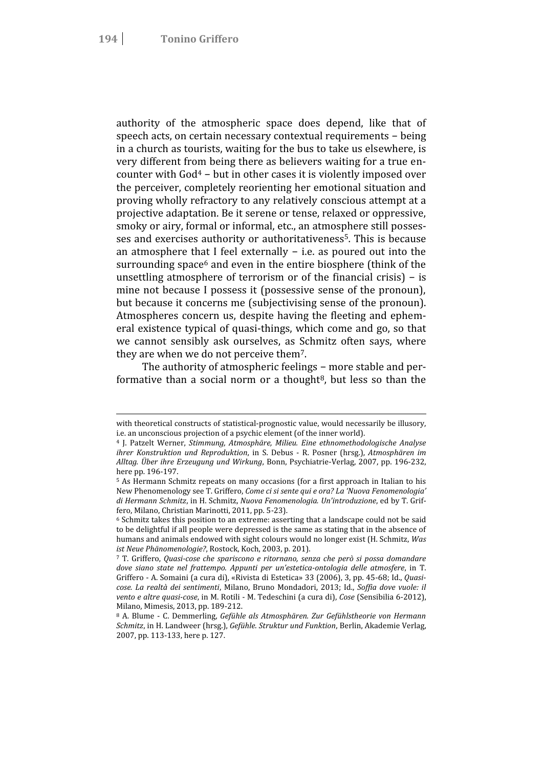authority of the atmospheric space does depend, like that of speech acts, on certain necessary contextual requirements – being in a church as tourists, waiting for the bus to take us elsewhere, is very different from being there as believers waiting for a true encounter with God[4] – but in other cases it is violently imposed over the perceiver, completely reorienting her emotional situation and proving wholly refractory to any relatively conscious attempt at a projective adaptation. Be it serene or tense, relaxed or oppressive, smoky or airy, formal or informal, etc., an atmosphere still possesses and exercises authority or authoritativeness[5]. This is because an atmosphere that I feel externally – i.e. as poured out into the surrounding space[6] and even in the entire biosphere (think of the unsettling atmosphere of terrorism or of the financial crisis) – is mine not because I possess it (possessive sense of the pronoun), but because it concerns me (subjectivising sense of the pronoun). Atmospheres concern us, despite having the fleeting and ephemeral existence typical of quasi-things, which come and go, so that we cannot sensibly ask ourselves, as Schmitz often says, where they are when we do not perceive them[7].

The authority of atmospheric feelings – more stable and performative than a social norm or a thought[8], but less so than the

---

with theoretical constructs of statistical-prognostic value, would necessarily be illusory, i.e. an unconscious projection of a psychic element (of the inner world).

[4] J. Patzelt Werner, *Stimmung, Atmosphäre, Milieu. Eine ethnomethodologische Analyse ihrer Konstruktion und Reproduktion*, in S. Debus - R. Posner (hrsg.), *Atmosphären im Alltag. Über ihre Erzeugung und Wirkung*, Bonn, Psychiatrie-Verlag, 2007, pp. 196-232, here pp. 196-197.

[5] As Hermann Schmitz repeats on many occasions (for a first approach in Italian to his New Phenomenology see T. Griffero, *Come ci si sente qui e ora? La 'Nuova Fenomenologia' di Hermann Schmitz*, in H. Schmitz, *Nuova Fenomenologia. Un'introduzione*, ed by T. Griffero, Milano, Christian Marinotti, 2011, pp. 5-23).

[6] Schmitz takes this position to an extreme: asserting that a landscape could not be said to be delightful if all people were depressed is the same as stating that in the absence of humans and animals endowed with sight colours would no longer exist (H. Schmitz, *Was ist Neue Phänomenologie?*, Rostock, Koch, 2003, p. 201).

[7] T. Griffero, *Quasi-cose che spariscono e ritornano, senza che però si possa domandare dove siano state nel frattempo. Appunti per un'estetica-ontologia delle atmosfere*, in T. Griffero - A. Somaini (a cura di), «Rivista di Estetica» 33 (2006), 3, pp. 45-68; Id., *Quasi-cose. La realtà dei sentimenti*, Milano, Bruno Mondadori, 2013; Id., *Soffia dove vuole: il vento e altre quasi-cose*, in M. Rotili - M. Tedeschini (a cura di), *Cose* (Sensibilia 6-2012), Milano, Mimesis, 2013, pp. 189-212.

[8] A. Blume - C. Demmerling, *Gefühle als Atmosphären. Zur Gefühlstheorie von Hermann Schmitz*, in H. Landweer (hrsg.), *Gefühle. Struktur und Funktion*, Berlin, Akademie Verlag, 2007, pp. 113-133, here p. 127.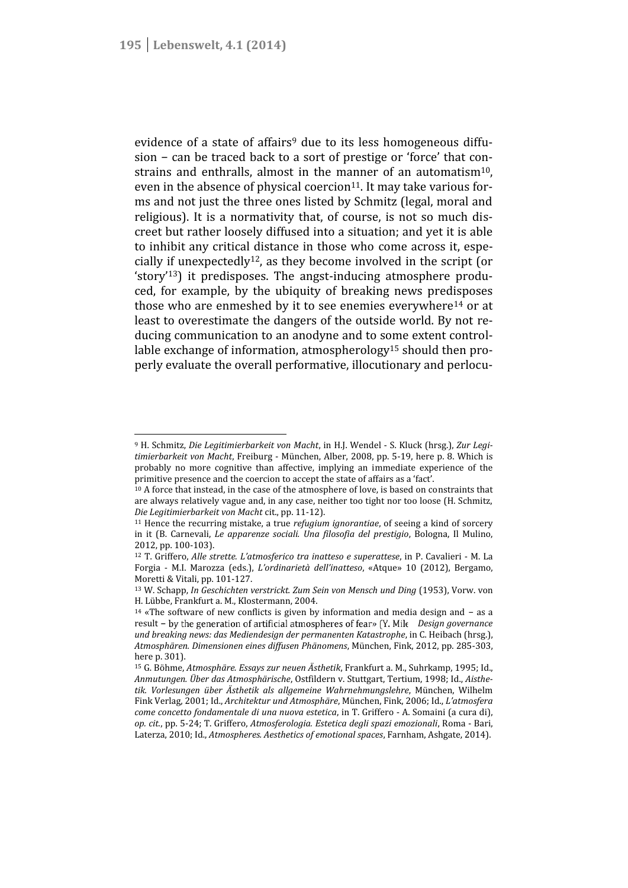evidence of a state of affairs[9] due to its less homogeneous diffusion – can be traced back to a sort of prestige or 'force' that constrains and enthralls, almost in the manner of an automatism[10], even in the absence of physical coercion[11]. It may take various forms and not just the three ones listed by Schmitz (legal, moral and religious). It is a normativity that, of course, is not so much discreet but rather loosely diffused into a situation; and yet it is able to inhibit any critical distance in those who come across it, especially if unexpectedly[12], as they become involved in the script (or 'story'[13]) it predisposes. The angst-inducing atmosphere produced, for example, by the ubiquity of breaking news predisposes those who are enmeshed by it to see enemies everywhere[14] or at least to overestimate the dangers of the outside world. By not reducing communication to an anodyne and to some extent controllable exchange of information, atmospherology[15] should then properly evaluate the overall performative, illocutionary and perlocu-

---

[9] H. Schmitz, *Die Legitimierbarkeit von Macht*, in H.J. Wendel - S. Kluck (hrsg.), *Zur Legitimierbarkeit von Macht*, Freiburg - München, Alber, 2008, pp. 5-19, here p. 8. Which is probably no more cognitive than affective, implying an immediate experience of the primitive presence and the coercion to accept the state of affairs as a 'fact'.

[10] A force that instead, in the case of the atmosphere of love, is based on constraints that are always relatively vague and, in any case, neither too tight nor too loose (H. Schmitz, *Die Legitimierbarkeit von Macht* cit., pp. 11-12).

[11] Hence the recurring mistake, a true *refugium ignorantiae*, of seeing a kind of sorcery in it (B. Carnevali, *Le apparenze sociali. Una filosofia del prestigio*, Bologna, Il Mulino, 2012, pp. 100-103).

[12] T. Griffero, *Alle strette. L'atmosferico tra inatteso e superattese*, in P. Cavalieri - M. La Forgia - M.I. Marozza (eds.), *L'ordinarietà dell'inatteso*, «Atque» 10 (2012), Bergamo, Moretti & Vitali, pp. 101-127.

[13] W. Schapp, *In Geschichten verstrickt. Zum Sein von Mensch und Ding* (1953), Vorw. von H. Lübbe, Frankfurt a. M., Klostermann, 2004.

[14] «The software of new conflicts is given by information and media design and – as a result – by the generation of artificial atmospheres of fear» (Y. Mile *Design governance und breaking news: das Mediendesign der permanenten Katastrophe*, in C. Heibach (hrsg.), *Atmosphären. Dimensionen eines diffusen Phänomens*, München, Fink, 2012, pp. 285-303, here p. 301).

[15] G. Böhme, *Atmosphäre. Essays zur neuen Ästhetik*, Frankfurt a. M., Suhrkamp, 1995; Id., *Anmutungen. Über das Atmosphärische*, Ostfildern v. Stuttgart, Tertium, 1998; Id., *Aisthetik. Vorlesungen über Ästhetik als allgemeine Wahrnehmungslehre*, München, Wilhelm Fink Verlag, 2001; Id., *Architektur und Atmosphäre*, München, Fink, 2006; Id., *L'atmosfera come concetto fondamentale di una nuova estetica*, in T. Griffero - A. Somaini (a cura di), *op. cit.*, pp. 5-24; T. Griffero, *Atmosferologia. Estetica degli spazi emozionali*, Roma - Bari, Laterza, 2010; Id., *Atmospheres. Aesthetics of emotional spaces*, Farnham, Ashgate, 2014).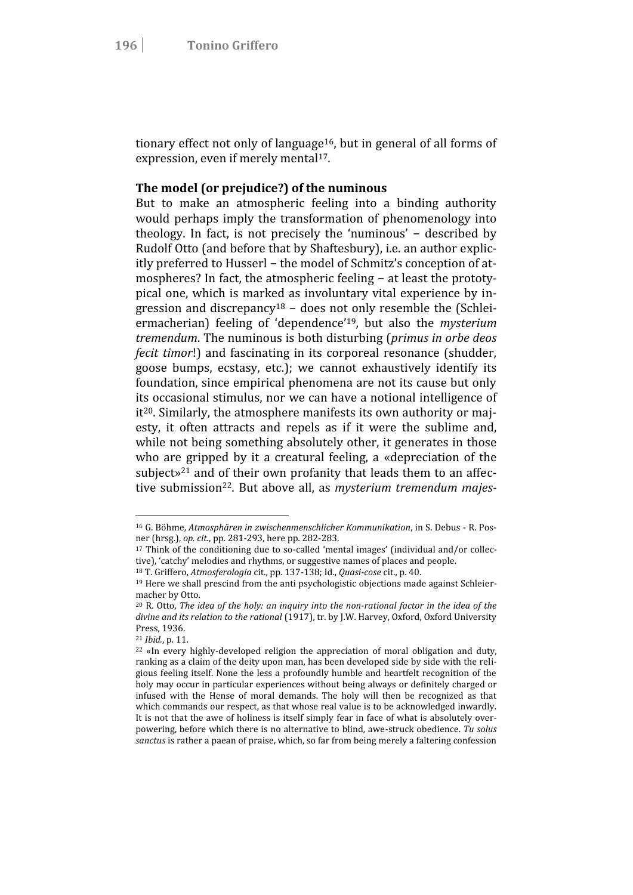tionary effect not only of language[16], but in general of all forms of expression, even if merely mental[17].

**The model (or prejudice?) of the numinous**

But to make an atmospheric feeling into a binding authority would perhaps imply the transformation of phenomenology into theology. In fact, is not precisely the 'numinous' – described by Rudolf Otto (and before that by Shaftesbury), i.e. an author explicitly preferred to Husserl – the model of Schmitz's conception of atmospheres? In fact, the atmospheric feeling – at least the prototypical one, which is marked as involuntary vital experience by ingression and discrepancy[18] – does not only resemble the (Schleiermacherian) feeling of 'dependence'[19], but also the *mysterium tremendum*. The numinous is both disturbing (*primus in orbe deos fecit timor*!) and fascinating in its corporeal resonance (shudder, goose bumps, ecstasy, etc.); we cannot exhaustively identify its foundation, since empirical phenomena are not its cause but only its occasional stimulus, nor we can have a notional intelligence of it[20]. Similarly, the atmosphere manifests its own authority or majesty, it often attracts and repels as if it were the sublime and, while not being something absolutely other, it generates in those who are gripped by it a creatural feeling, a «depreciation of the subject»[21] and of their own profanity that leads them to an affective submission[22]. But above all, as *mysterium tremendum majes-*

---

[16] G. Böhme, *Atmosphären in zwischenmenschlicher Kommunikation*, in S. Debus - R. Posner (hrsg.), *op. cit.*, pp. 281-293, here pp. 282-283.

[17] Think of the conditioning due to so-called 'mental images' (individual and/or collective), 'catchy' melodies and rhythms, or suggestive names of places and people.

[18] T. Griffero, *Atmosferologia* cit., pp. 137-138; Id., *Quasi-cose* cit., p. 40.

[19] Here we shall prescind from the anti psychologistic objections made against Schleiermacher by Otto.

[20] R. Otto, *The idea of the holy: an inquiry into the non-rational factor in the idea of the divine and its relation to the rational* (1917), tr. by J.W. Harvey, Oxford, Oxford University Press, 1936.

[21] *Ibid.*, p. 11.

[22] «In every highly-developed religion the appreciation of moral obligation and duty, ranking as a claim of the deity upon man, has been developed side by side with the religious feeling itself. None the less a profoundly humble and heartfelt recognition of the holy may occur in particular experiences without being always or definitely charged or infused with the Hense of moral demands. The holy will then be recognized as that which commands our respect, as that whose real value is to be acknowledged inwardly. It is not that the awe of holiness is itself simply fear in face of what is absolutely overpowering, before which there is no alternative to blind, awe-struck obedience. *Tu solus sanctus* is rather a paean of praise, which, so far from being merely a faltering confession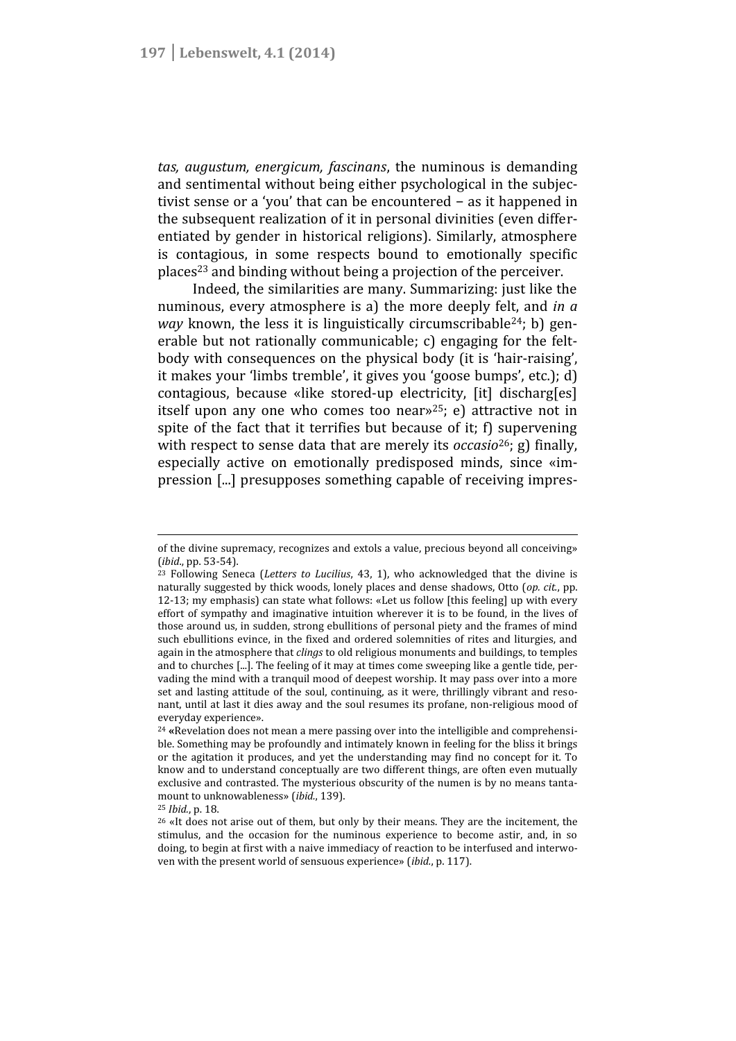*tas, augustum, energicum, fascinans*, the numinous is demanding and sentimental without being either psychological in the subjectivist sense or a 'you' that can be encountered – as it happened in the subsequent realization of it in personal divinities (even differentiated by gender in historical religions). Similarly, atmosphere is contagious, in some respects bound to emotionally specific places[23] and binding without being a projection of the perceiver.

Indeed, the similarities are many. Summarizing: just like the numinous, every atmosphere is a) the more deeply felt, and *in a way* known, the less it is linguistically circumscribable[24]; b) generable but not rationally communicable; c) engaging for the felt-body with consequences on the physical body (it is 'hair-raising', it makes your 'limbs tremble', it gives you 'goose bumps', etc.); d) contagious, because «like stored-up electricity, [it] discharg[es] itself upon any one who comes too near»[25]; e) attractive not in spite of the fact that it terrifies but because of it; f) supervening with respect to sense data that are merely its *occasio*[26]; g) finally, especially active on emotionally predisposed minds, since «impression [...] presupposes something capable of receiving impres-

---

of the divine supremacy, recognizes and extols a value, precious beyond all conceiving» (*ibid*., pp. 53-54).

[23] Following Seneca (*Letters to Lucilius*, 43, 1), who acknowledged that the divine is naturally suggested by thick woods, lonely places and dense shadows, Otto (*op. cit.*, pp. 12-13; my emphasis) can state what follows: «Let us follow [this feeling] up with every effort of sympathy and imaginative intuition wherever it is to be found, in the lives of those around us, in sudden, strong ebullitions of personal piety and the frames of mind such ebullitions evince, in the fixed and ordered solemnities of rites and liturgies, and again in the atmosphere that *clings* to old religious monuments and buildings, to temples and to churches [...]. The feeling of it may at times come sweeping like a gentle tide, pervading the mind with a tranquil mood of deepest worship. It may pass over into a more set and lasting attitude of the soul, continuing, as it were, thrillingly vibrant and resonant, until at last it dies away and the soul resumes its profane, non-religious mood of everyday experience».

[24] «Revelation does not mean a mere passing over into the intelligible and comprehensible. Something may be profoundly and intimately known in feeling for the bliss it brings or the agitation it produces, and yet the understanding may find no concept for it. To know and to understand conceptually are two different things, are often even mutually exclusive and contrasted. The mysterious obscurity of the numen is by no means tantamount to unknowableness» (*ibid*., 139).

[25] *Ibid*., p. 18.

[26] «It does not arise out of them, but only by their means. They are the incitement, the stimulus, and the occasion for the numinous experience to become astir, and, in so doing, to begin at first with a naive immediacy of reaction to be interfused and interwoven with the present world of sensuous experience» (*ibid*., p. 117).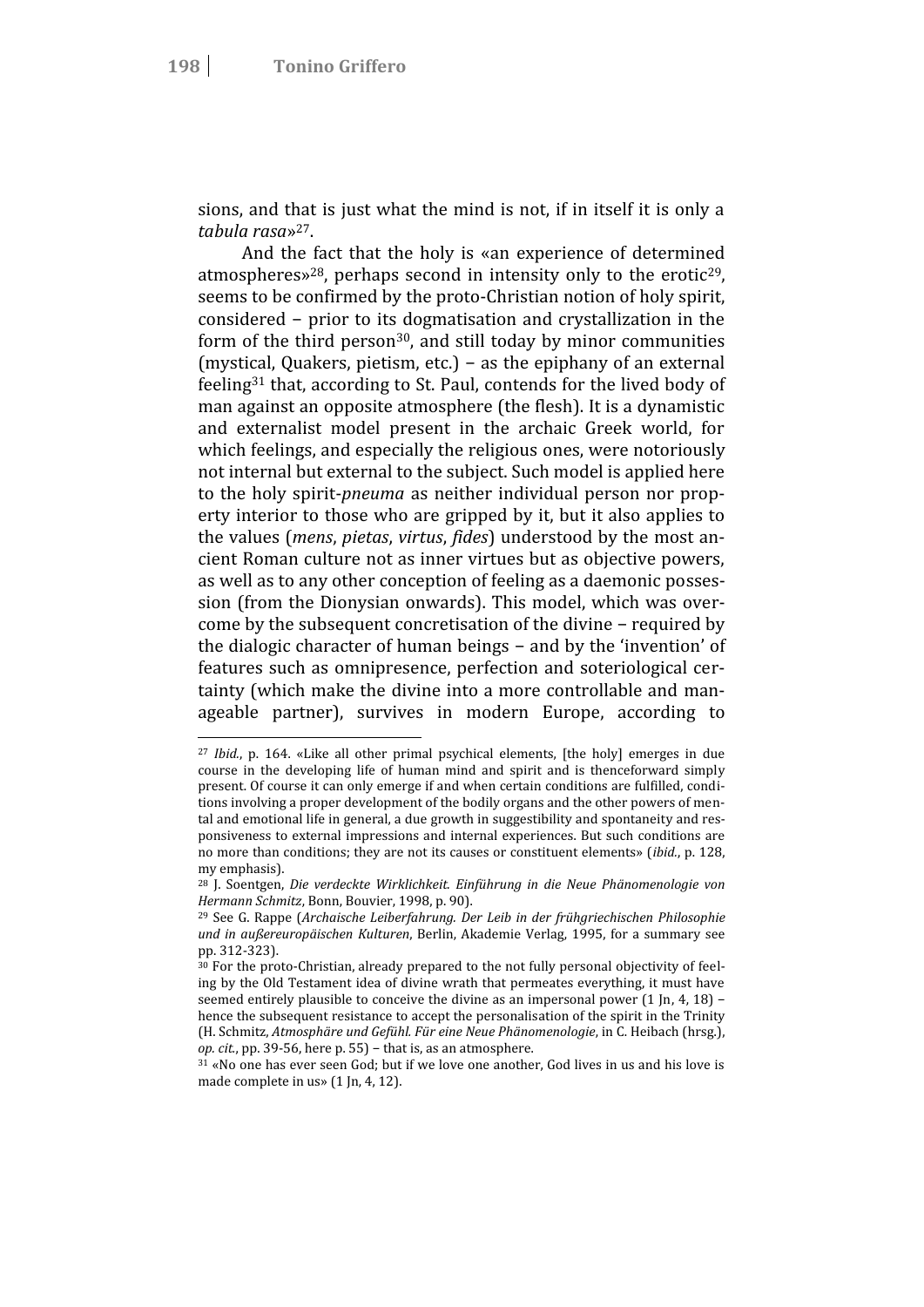sions, and that is just what the mind is not, if in itself it is only a *tabula rasa*»[27].

And the fact that the holy is «an experience of determined atmospheres»[28], perhaps second in intensity only to the erotic[29], seems to be confirmed by the proto-Christian notion of holy spirit, considered – prior to its dogmatisation and crystallization in the form of the third person[30], and still today by minor communities (mystical, Quakers, pietism, etc.) – as the epiphany of an external feeling[31] that, according to St. Paul, contends for the lived body of man against an opposite atmosphere (the flesh). It is a dynamistic and externalist model present in the archaic Greek world, for which feelings, and especially the religious ones, were notoriously not internal but external to the subject. Such model is applied here to the holy spirit-*pneuma* as neither individual person nor property interior to those who are gripped by it, but it also applies to the values (*mens*, *pietas*, *virtus*, *fides*) understood by the most ancient Roman culture not as inner virtues but as objective powers, as well as to any other conception of feeling as a daemonic possession (from the Dionysian onwards). This model, which was overcome by the subsequent concretisation of the divine – required by the dialogic character of human beings – and by the 'invention' of features such as omnipresence, perfection and soteriological certainty (which make the divine into a more controllable and manageable partner), survives in modern Europe, according to

---

[27] *Ibid.*, p. 164. «Like all other primal psychical elements, [the holy] emerges in due course in the developing life of human mind and spirit and is thenceforward simply present. Of course it can only emerge if and when certain conditions are fulfilled, conditions involving a proper development of the bodily organs and the other powers of mental and emotional life in general, a due growth in suggestibility and spontaneity and responsiveness to external impressions and internal experiences. But such conditions are no more than conditions; they are not its causes or constituent elements» (*ibid.*, p. 128, my emphasis).

[28] J. Soentgen, *Die verdeckte Wirklichkeit. Einführung in die Neue Phänomenologie von Hermann Schmitz*, Bonn, Bouvier, 1998, p. 90).

[29] See G. Rappe (*Archaische Leiberfahrung. Der Leib in der frühgriechischen Philosophie und in außereuropäischen Kulturen*, Berlin, Akademie Verlag, 1995, for a summary see pp. 312-323).

[30] For the proto-Christian, already prepared to the not fully personal objectivity of feeling by the Old Testament idea of divine wrath that permeates everything, it must have seemed entirely plausible to conceive the divine as an impersonal power (1 Jn, 4, 18) – hence the subsequent resistance to accept the personalisation of the spirit in the Trinity (H. Schmitz, *Atmosphäre und Gefühl. Für eine Neue Phänomenologie*, in C. Heibach (hrsg.), *op. cit.*, pp. 39-56, here p. 55) – that is, as an atmosphere.

[31] «No one has ever seen God; but if we love one another, God lives in us and his love is made complete in us» (1 Jn, 4, 12).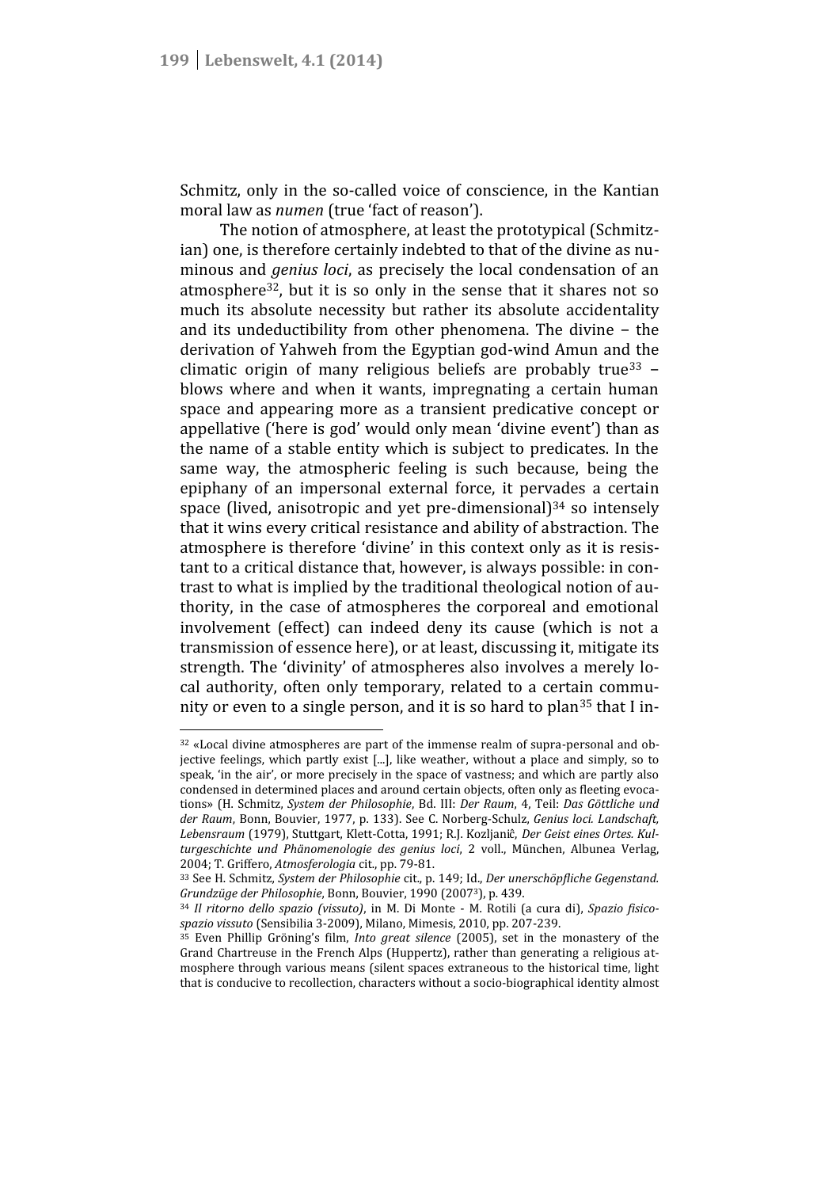Schmitz, only in the so-called voice of conscience, in the Kantian moral law as *numen* (true 'fact of reason').

The notion of atmosphere, at least the prototypical (Schmitzian) one, is therefore certainly indebted to that of the divine as numinous and *genius loci*, as precisely the local condensation of an atmosphere[32], but it is so only in the sense that it shares not so much its absolute necessity but rather its absolute accidentality and its undeductibility from other phenomena. The divine – the derivation of Yahweh from the Egyptian god-wind Amun and the climatic origin of many religious beliefs are probably true[33] – blows where and when it wants, impregnating a certain human space and appearing more as a transient predicative concept or appellative ('here is god' would only mean 'divine event') than as the name of a stable entity which is subject to predicates. In the same way, the atmospheric feeling is such because, being the epiphany of an impersonal external force, it pervades a certain space (lived, anisotropic and yet pre-dimensional)[34] so intensely that it wins every critical resistance and ability of abstraction. The atmosphere is therefore 'divine' in this context only as it is resistant to a critical distance that, however, is always possible: in contrast to what is implied by the traditional theological notion of authority, in the case of atmospheres the corporeal and emotional involvement (effect) can indeed deny its cause (which is not a transmission of essence here), or at least, discussing it, mitigate its strength. The 'divinity' of atmospheres also involves a merely local authority, often only temporary, related to a certain community or even to a single person, and it is so hard to plan[35] that I in-

---

[32] «Local divine atmospheres are part of the immense realm of supra-personal and objective feelings, which partly exist [...], like weather, without a place and simply, so to speak, 'in the air', or more precisely in the space of vastness; and which are partly also condensed in determined places and around certain objects, often only as fleeting evocations» (H. Schmitz, *System der Philosophie*, Bd. III: *Der Raum*, 4, Teil: *Das Göttliche und der Raum*, Bonn, Bouvier, 1977, p. 133). See C. Norberg-Schulz, *Genius loci. Landschaft, Lebensraum* (1979), Stuttgart, Klett-Cotta, 1991; R.J. Kozljanič, *Der Geist eines Ortes. Kulturgeschichte und Phänomenologie des genius loci*, 2 voll., München, Albunea Verlag, 2004; T. Griffero, *Atmosferologia* cit., pp. 79-81.

[33] See H. Schmitz, *System der Philosophie* cit., p. 149; Id., *Der unerschöpfliche Gegenstand. Grundzüge der Philosophie*, Bonn, Bouvier, 1990 (2007³), p. 439.

[34] *Il ritorno dello spazio (vissuto)*, in M. Di Monte - M. Rotili (a cura di), *Spazio fisico-spazio vissuto* (Sensibilia 3-2009), Milano, Mimesis, 2010, pp. 207-239.

[35] Even Phillip Gröning's film, *Into great silence* (2005), set in the monastery of the Grand Chartreuse in the French Alps (Huppertz), rather than generating a religious atmosphere through various means (silent spaces extraneous to the historical time, light that is conducive to recollection, characters without a socio-biographical identity almost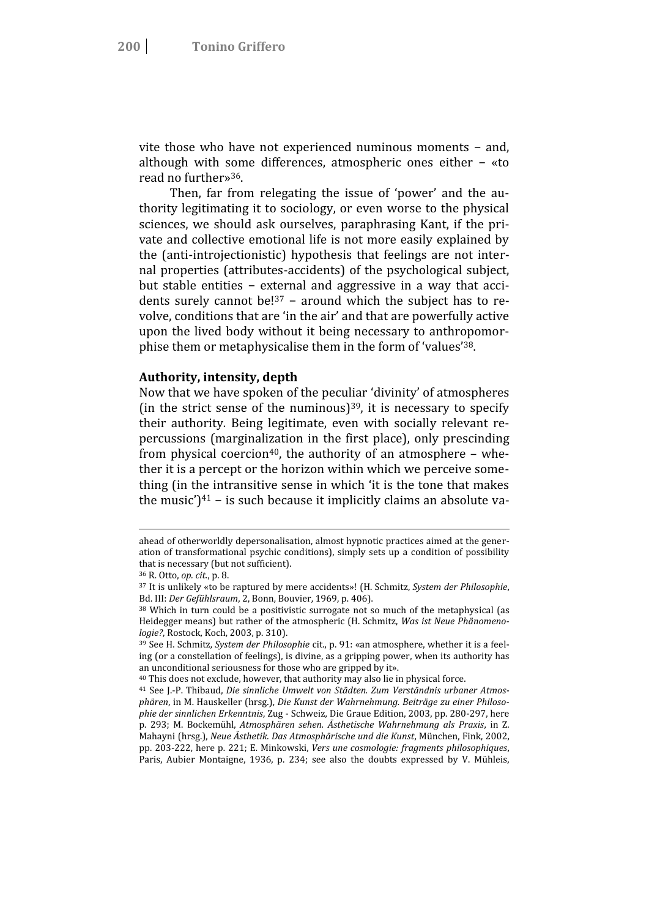vite those who have not experienced numinous moments – and, although with some differences, atmospheric ones either – «to read no further»[36].

Then, far from relegating the issue of 'power' and the authority legitimating it to sociology, or even worse to the physical sciences, we should ask ourselves, paraphrasing Kant, if the private and collective emotional life is not more easily explained by the (anti-introjectionistic) hypothesis that feelings are not internal properties (attributes-accidents) of the psychological subject, but stable entities – external and aggressive in a way that accidents surely cannot be![37] – around which the subject has to revolve, conditions that are 'in the air' and that are powerfully active upon the lived body without it being necessary to anthropomorphise them or metaphysicalise them in the form of 'values'[38].

**Authority, intensity, depth**

Now that we have spoken of the peculiar 'divinity' of atmospheres (in the strict sense of the numinous)[39], it is necessary to specify their authority. Being legitimate, even with socially relevant repercussions (marginalization in the first place), only prescinding from physical coercion[40], the authority of an atmosphere – whether it is a percept or the horizon within which we perceive something (in the intransitive sense in which 'it is the tone that makes the music')[41] – is such because it implicitly claims an absolute va-

---

ahead of otherworldly depersonalisation, almost hypnotic practices aimed at the generation of transformational psychic conditions), simply sets up a condition of possibility that is necessary (but not sufficient).

[36] R. Otto, *op. cit.*, p. 8.

[37] It is unlikely «to be raptured by mere accidents»! (H. Schmitz, *System der Philosophie*, Bd. III: *Der Gefühlsraum*, 2, Bonn, Bouvier, 1969, p. 406).

[38] Which in turn could be a positivistic surrogate not so much of the metaphysical (as Heidegger means) but rather of the atmospheric (H. Schmitz, *Was ist Neue Phänomenologie?*, Rostock, Koch, 2003, p. 310).

[39] See H. Schmitz, *System der Philosophie* cit., p. 91: «an atmosphere, whether it is a feeling (or a constellation of feelings), is divine, as a gripping power, when its authority has an unconditional seriousness for those who are gripped by it».

[40] This does not exclude, however, that authority may also lie in physical force.

[41] See J.-P. Thibaud, *Die sinnliche Umwelt von Städten. Zum Verständnis urbaner Atmosphären*, in M. Hauskeller (hrsg.), *Die Kunst der Wahrnehmung. Beiträge zu einer Philosophie der sinnlichen Erkenntnis*, Zug - Schweiz, Die Graue Edition, 2003, pp. 280-297, here p. 293; M. Bockemühl, *Atmosphären sehen. Ästhetische Wahrnehmung als Praxis*, in Z. Mahayni (hrsg.), *Neue Ästhetik. Das Atmosphärische und die Kunst*, München, Fink, 2002, pp. 203-222, here p. 221; E. Minkowski, *Vers une cosmologie: fragments philosophiques*, Paris, Aubier Montaigne, 1936, p. 234; see also the doubts expressed by V. Mühleis,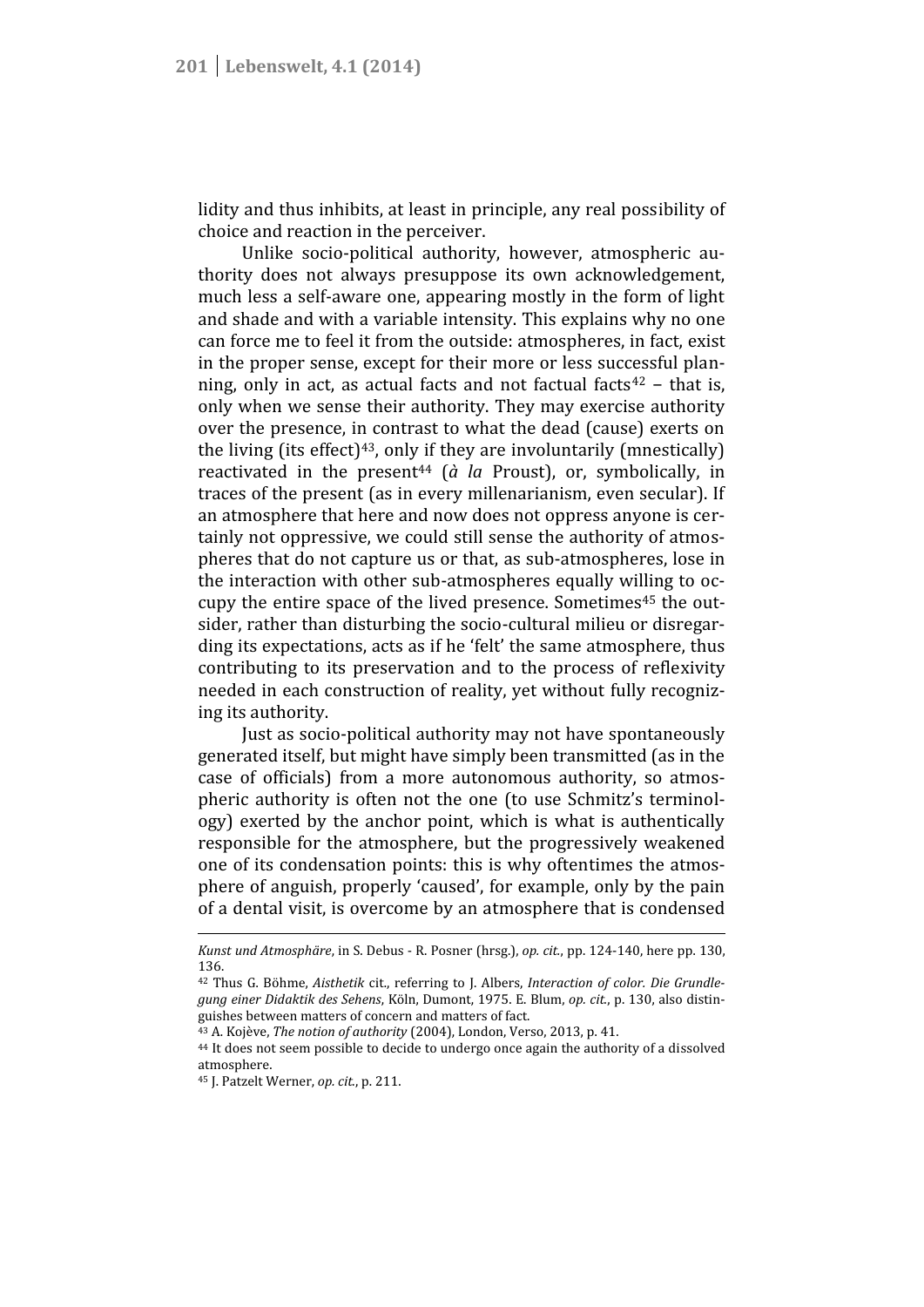lidity and thus inhibits, at least in principle, any real possibility of choice and reaction in the perceiver.

Unlike socio-political authority, however, atmospheric authority does not always presuppose its own acknowledgement, much less a self-aware one, appearing mostly in the form of light and shade and with a variable intensity. This explains why no one can force me to feel it from the outside: atmospheres, in fact, exist in the proper sense, except for their more or less successful planning, only in act, as actual facts and not factual facts[42] – that is, only when we sense their authority. They may exercise authority over the presence, in contrast to what the dead (cause) exerts on the living (its effect)[43], only if they are involuntarily (mnestically) reactivated in the present[44] (*à la* Proust), or, symbolically, in traces of the present (as in every millenarianism, even secular). If an atmosphere that here and now does not oppress anyone is certainly not oppressive, we could still sense the authority of atmospheres that do not capture us or that, as sub-atmospheres, lose in the interaction with other sub-atmospheres equally willing to occupy the entire space of the lived presence. Sometimes[45] the outsider, rather than disturbing the socio-cultural milieu or disregarding its expectations, acts as if he 'felt' the same atmosphere, thus contributing to its preservation and to the process of reflexivity needed in each construction of reality, yet without fully recognizing its authority.

Just as socio-political authority may not have spontaneously generated itself, but might have simply been transmitted (as in the case of officials) from a more autonomous authority, so atmospheric authority is often not the one (to use Schmitz's terminology) exerted by the anchor point, which is what is authentically responsible for the atmosphere, but the progressively weakened one of its condensation points: this is why oftentimes the atmosphere of anguish, properly 'caused', for example, only by the pain of a dental visit, is overcome by an atmosphere that is condensed

---

*Kunst und Atmosphäre*, in S. Debus - R. Posner (hrsg.), *op. cit.*, pp. 124-140, here pp. 130, 136.

[42] Thus G. Böhme, *Aisthetik* cit., referring to J. Albers, *Interaction of color. Die Grundlegung einer Didaktik des Sehens*, Köln, Dumont, 1975. E. Blum, *op. cit.*, p. 130, also distinguishes between matters of concern and matters of fact.

[43] A. Kojève, *The notion of authority* (2004), London, Verso, 2013, p. 41.

[44] It does not seem possible to decide to undergo once again the authority of a dissolved atmosphere.

[45] J. Patzelt Werner, *op. cit.*, p. 211.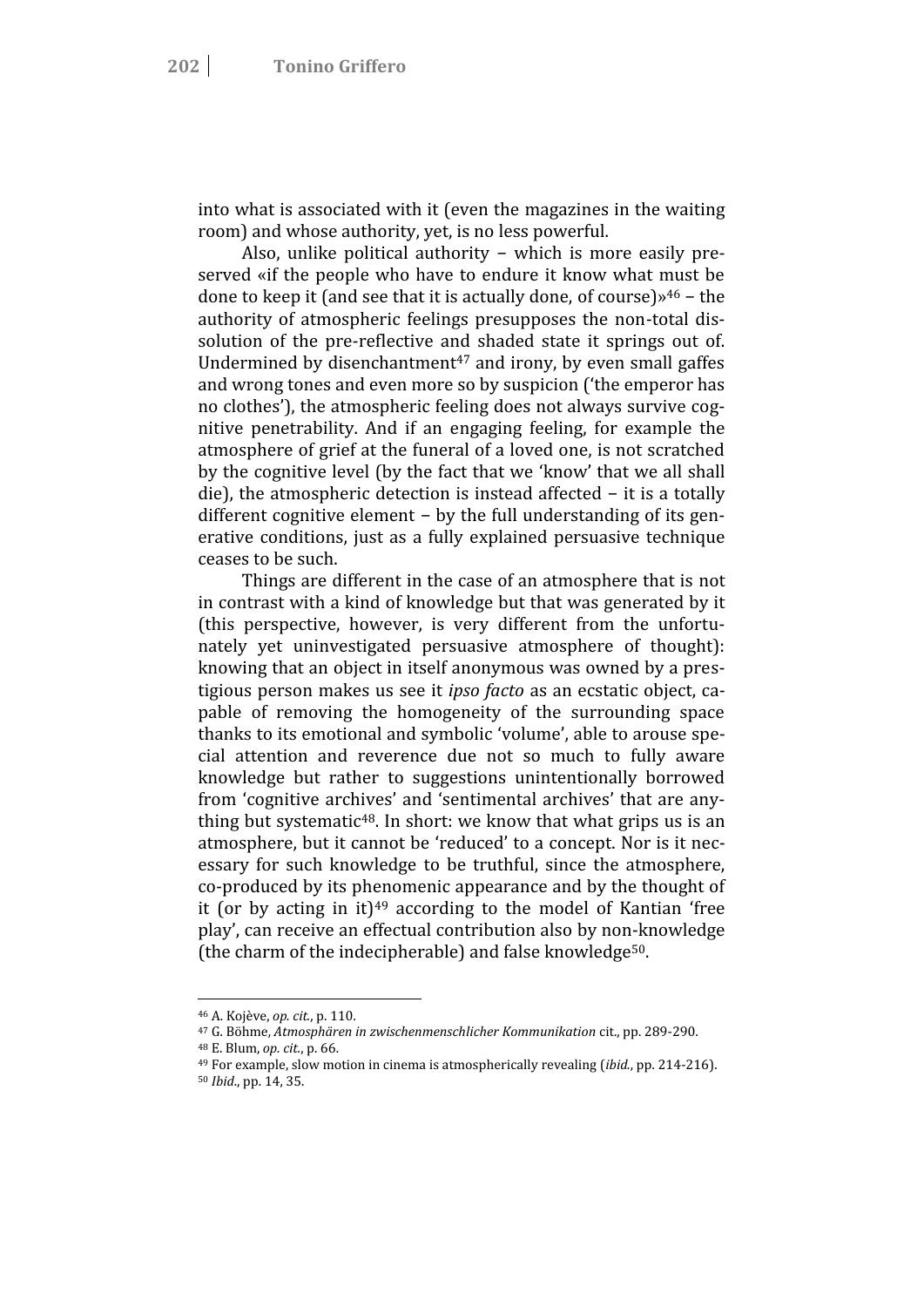into what is associated with it (even the magazines in the waiting room) and whose authority, yet, is no less powerful.

Also, unlike political authority − which is more easily preserved «if the people who have to endure it know what must be done to keep it (and see that it is actually done, of course)»[46] − the authority of atmospheric feelings presupposes the non-total dissolution of the pre-reflective and shaded state it springs out of. Undermined by disenchantment[47] and irony, by even small gaffes and wrong tones and even more so by suspicion ('the emperor has no clothes'), the atmospheric feeling does not always survive cognitive penetrability. And if an engaging feeling, for example the atmosphere of grief at the funeral of a loved one, is not scratched by the cognitive level (by the fact that we 'know' that we all shall die), the atmospheric detection is instead affected − it is a totally different cognitive element − by the full understanding of its generative conditions, just as a fully explained persuasive technique ceases to be such.

Things are different in the case of an atmosphere that is not in contrast with a kind of knowledge but that was generated by it (this perspective, however, is very different from the unfortunately yet uninvestigated persuasive atmosphere of thought): knowing that an object in itself anonymous was owned by a prestigious person makes us see it *ipso facto* as an ecstatic object, capable of removing the homogeneity of the surrounding space thanks to its emotional and symbolic 'volume', able to arouse special attention and reverence due not so much to fully aware knowledge but rather to suggestions unintentionally borrowed from 'cognitive archives' and 'sentimental archives' that are anything but systematic[48]. In short: we know that what grips us is an atmosphere, but it cannot be 'reduced' to a concept. Nor is it necessary for such knowledge to be truthful, since the atmosphere, co-produced by its phenomenic appearance and by the thought of it (or by acting in it)[49] according to the model of Kantian 'free play', can receive an effectual contribution also by non-knowledge (the charm of the indecipherable) and false knowledge[50].

---

[46] A. Kojève, *op. cit.*, p. 110.

[47] G. Böhme, *Atmosphären in zwischenmenschlicher Kommunikation* cit., pp. 289-290.

[48] E. Blum, *op. cit.*, p. 66.

[49] For example, slow motion in cinema is atmospherically revealing (*ibid.*, pp. 214-216).

[50] *Ibid.*, pp. 14, 35.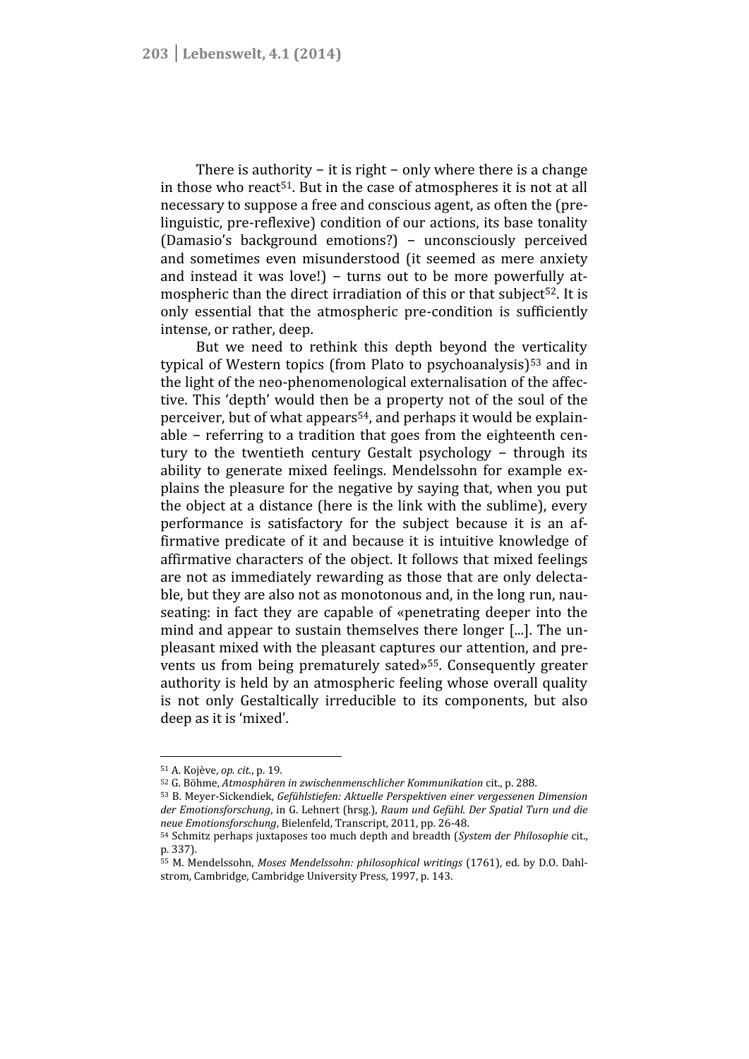There is authority – it is right – only where there is a change in those who react[51]. But in the case of atmospheres it is not at all necessary to suppose a free and conscious agent, as often the (pre-linguistic, pre-reflexive) condition of our actions, its base tonality (Damasio's background emotions?) – unconsciously perceived and sometimes even misunderstood (it seemed as mere anxiety and instead it was love!) – turns out to be more powerfully atmospheric than the direct irradiation of this or that subject[52]. It is only essential that the atmospheric pre-condition is sufficiently intense, or rather, deep.

But we need to rethink this depth beyond the verticality typical of Western topics (from Plato to psychoanalysis)[53] and in the light of the neo-phenomenological externalisation of the affective. This 'depth' would then be a property not of the soul of the perceiver, but of what appears[54], and perhaps it would be explainable – referring to a tradition that goes from the eighteenth century to the twentieth century Gestalt psychology – through its ability to generate mixed feelings. Mendelssohn for example explains the pleasure for the negative by saying that, when you put the object at a distance (here is the link with the sublime), every performance is satisfactory for the subject because it is an affirmative predicate of it and because it is intuitive knowledge of affirmative characters of the object. It follows that mixed feelings are not as immediately rewarding as those that are only delectable, but they are also not as monotonous and, in the long run, nauseating: in fact they are capable of «penetrating deeper into the mind and appear to sustain themselves there longer [...]. The unpleasant mixed with the pleasant captures our attention, and prevents us from being prematurely sated»[55]. Consequently greater authority is held by an atmospheric feeling whose overall quality is not only Gestaltically irreducible to its components, but also deep as it is 'mixed'.

---

[51] A. Kojève, *op. cit.*, p. 19.

[52] G. Böhme, *Atmosphären in zwischenmenschlicher Kommunikation* cit., p. 288.

[53] B. Meyer-Sickendiek, *Gefühlstiefen: Aktuelle Perspektiven einer vergessenen Dimension der Emotionsforschung*, in G. Lehnert (hrsg.), *Raum und Gefühl. Der Spatial Turn und die neue Emotionsforschung*, Bielenfeld, Transcript, 2011, pp. 26-48.

[54] Schmitz perhaps juxtaposes too much depth and breadth (*System der Philosophie* cit., p. 337).

[55] M. Mendelssohn, *Moses Mendelssohn: philosophical writings* (1761), ed. by D.O. Dahlstrom, Cambridge, Cambridge University Press, 1997, p. 143.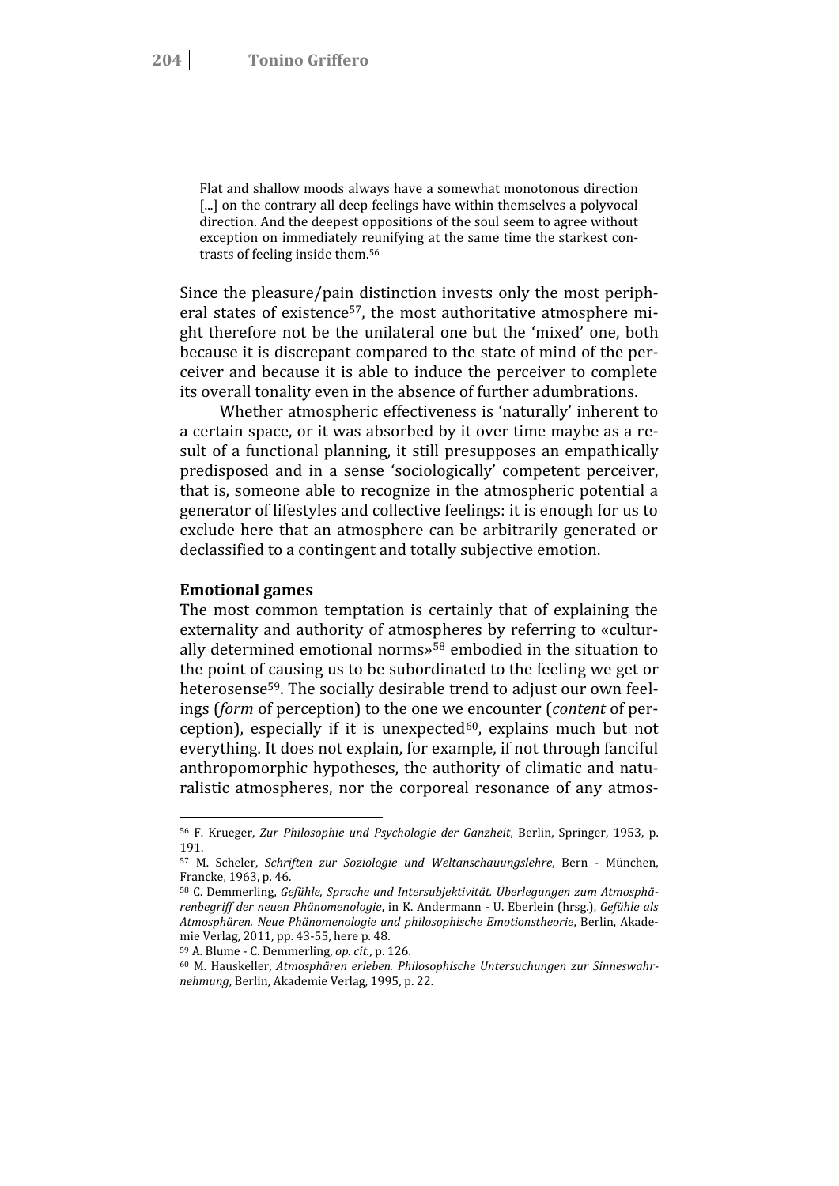> Flat and shallow moods always have a somewhat monotonous direction [...] on the contrary all deep feelings have within themselves a polyvocal direction. And the deepest oppositions of the soul seem to agree without exception on immediately reunifying at the same time the starkest contrasts of feeling inside them.[56]

Since the pleasure/pain distinction invests only the most peripheral states of existence[57], the most authoritative atmosphere might therefore not be the unilateral one but the 'mixed' one, both because it is discrepant compared to the state of mind of the perceiver and because it is able to induce the perceiver to complete its overall tonality even in the absence of further adumbrations.

Whether atmospheric effectiveness is 'naturally' inherent to a certain space, or it was absorbed by it over time maybe as a result of a functional planning, it still presupposes an empathically predisposed and in a sense 'sociologically' competent perceiver, that is, someone able to recognize in the atmospheric potential a generator of lifestyles and collective feelings: it is enough for us to exclude here that an atmosphere can be arbitrarily generated or declassified to a contingent and totally subjective emotion.

**Emotional games**

The most common temptation is certainly that of explaining the externality and authority of atmospheres by referring to «culturally determined emotional norms»[58] embodied in the situation to the point of causing us to be subordinated to the feeling we get or heterosense[59]. The socially desirable trend to adjust our own feelings (*form* of perception) to the one we encounter (*content* of perception), especially if it is unexpected[60], explains much but not everything. It does not explain, for example, if not through fanciful anthropomorphic hypotheses, the authority of climatic and naturalistic atmospheres, nor the corporeal resonance of any atmos-

---

[56] F. Krueger, *Zur Philosophie und Psychologie der Ganzheit*, Berlin, Springer, 1953, p. 191.

[57] M. Scheler, *Schriften zur Soziologie und Weltanschauungslehre*, Bern - München, Francke, 1963, p. 46.

[58] C. Demmerling, *Gefühle, Sprache und Intersubjektivität. Überlegungen zum Atmosphärenbegriff der neuen Phänomenologie*, in K. Andermann - U. Eberlein (hrsg.), *Gefühle als Atmosphären. Neue Phänomenologie und philosophische Emotionstheorie*, Berlin, Akademie Verlag, 2011, pp. 43-55, here p. 48.

[59] A. Blume - C. Demmerling, *op. cit.*, p. 126.

[60] M. Hauskeller, *Atmosphären erleben. Philosophische Untersuchungen zur Sinneswahrnehmung*, Berlin, Akademie Verlag, 1995, p. 22.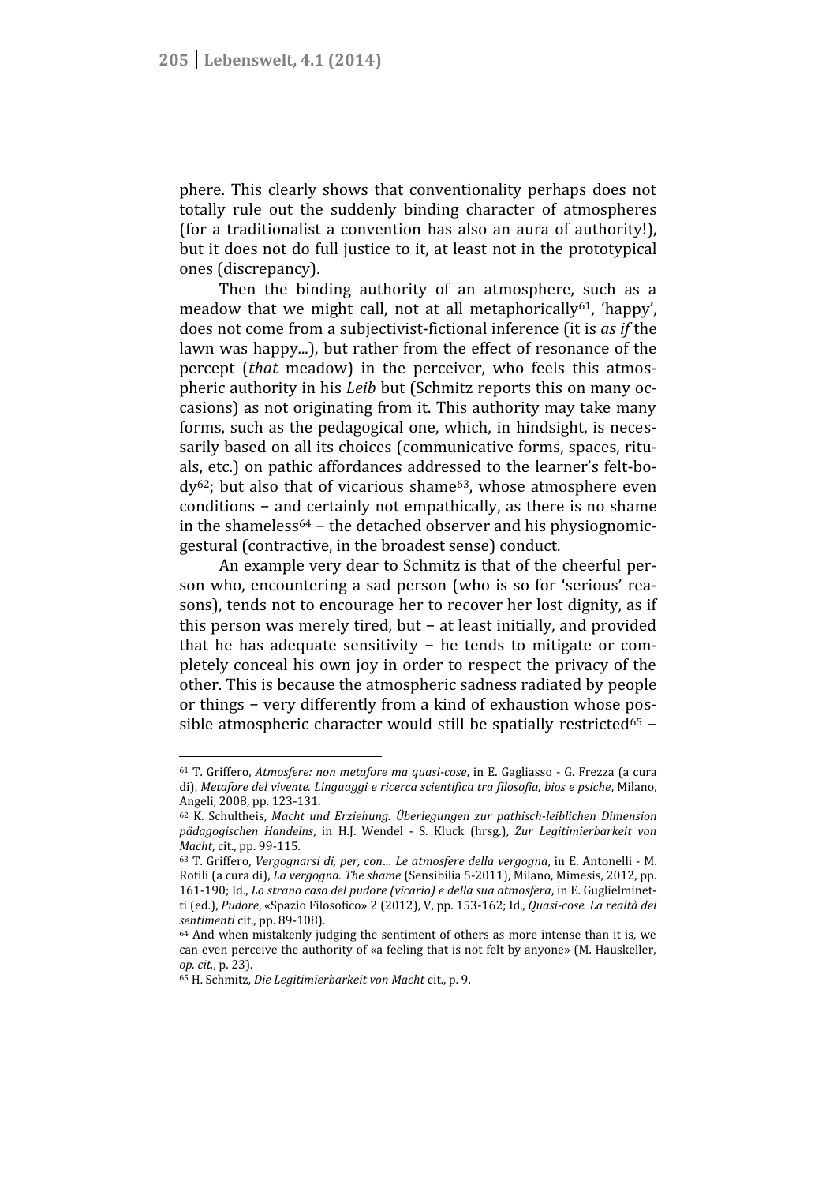phere. This clearly shows that conventionality perhaps does not totally rule out the suddenly binding character of atmospheres (for a traditionalist a convention has also an aura of authority!), but it does not do full justice to it, at least not in the prototypical ones (discrepancy).

Then the binding authority of an atmosphere, such as a meadow that we might call, not at all metaphorically[61], 'happy', does not come from a subjectivist-fictional inference (it is *as if* the lawn was happy...), but rather from the effect of resonance of the percept (*that* meadow) in the perceiver, who feels this atmospheric authority in his *Leib* but (Schmitz reports this on many occasions) as not originating from it. This authority may take many forms, such as the pedagogical one, which, in hindsight, is necessarily based on all its choices (communicative forms, spaces, rituals, etc.) on pathic affordances addressed to the learner's felt-body[62]; but also that of vicarious shame[63], whose atmosphere even conditions – and certainly not empathically, as there is no shame in the shameless[64] – the detached observer and his physiognomic-gestural (contractive, in the broadest sense) conduct.

An example very dear to Schmitz is that of the cheerful person who, encountering a sad person (who is so for 'serious' reasons), tends not to encourage her to recover her lost dignity, as if this person was merely tired, but – at least initially, and provided that he has adequate sensitivity – he tends to mitigate or completely conceal his own joy in order to respect the privacy of the other. This is because the atmospheric sadness radiated by people or things – very differently from a kind of exhaustion whose possible atmospheric character would still be spatially restricted[65] –

---

[61] T. Griffero, *Atmosfere: non metafore ma quasi-cose*, in E. Gagliasso - G. Frezza (a cura di), *Metafore del vivente. Linguaggi e ricerca scientifica tra filosofia, bios e psiche*, Milano, Angeli, 2008, pp. 123-131.

[62] K. Schultheis, *Macht und Erziehung. Überlegungen zur pathisch-leiblichen Dimension pädagogischen Handelns*, in H.J. Wendel - S. Kluck (hrsg.), *Zur Legitimierbarkeit von Macht*, cit., pp. 99-115.

[63] T. Griffero, *Vergognarsi di, per, con… Le atmosfere della vergogna*, in E. Antonelli - M. Rotili (a cura di), *La vergogna. The shame* (Sensibilia 5-2011), Milano, Mimesis, 2012, pp. 161-190; Id., *Lo strano caso del pudore (vicario) e della sua atmosfera*, in E. Guglielminetti (ed.), *Pudore*, «Spazio Filosofico» 2 (2012), V, pp. 153-162; Id., *Quasi-cose. La realtà dei sentimenti* cit., pp. 89-108).

[64] And when mistakenly judging the sentiment of others as more intense than it is, we can even perceive the authority of «a feeling that is not felt by anyone» (M. Hauskeller, *op. cit.*, p. 23).

[65] H. Schmitz, *Die Legitimierbarkeit von Macht* cit., p. 9.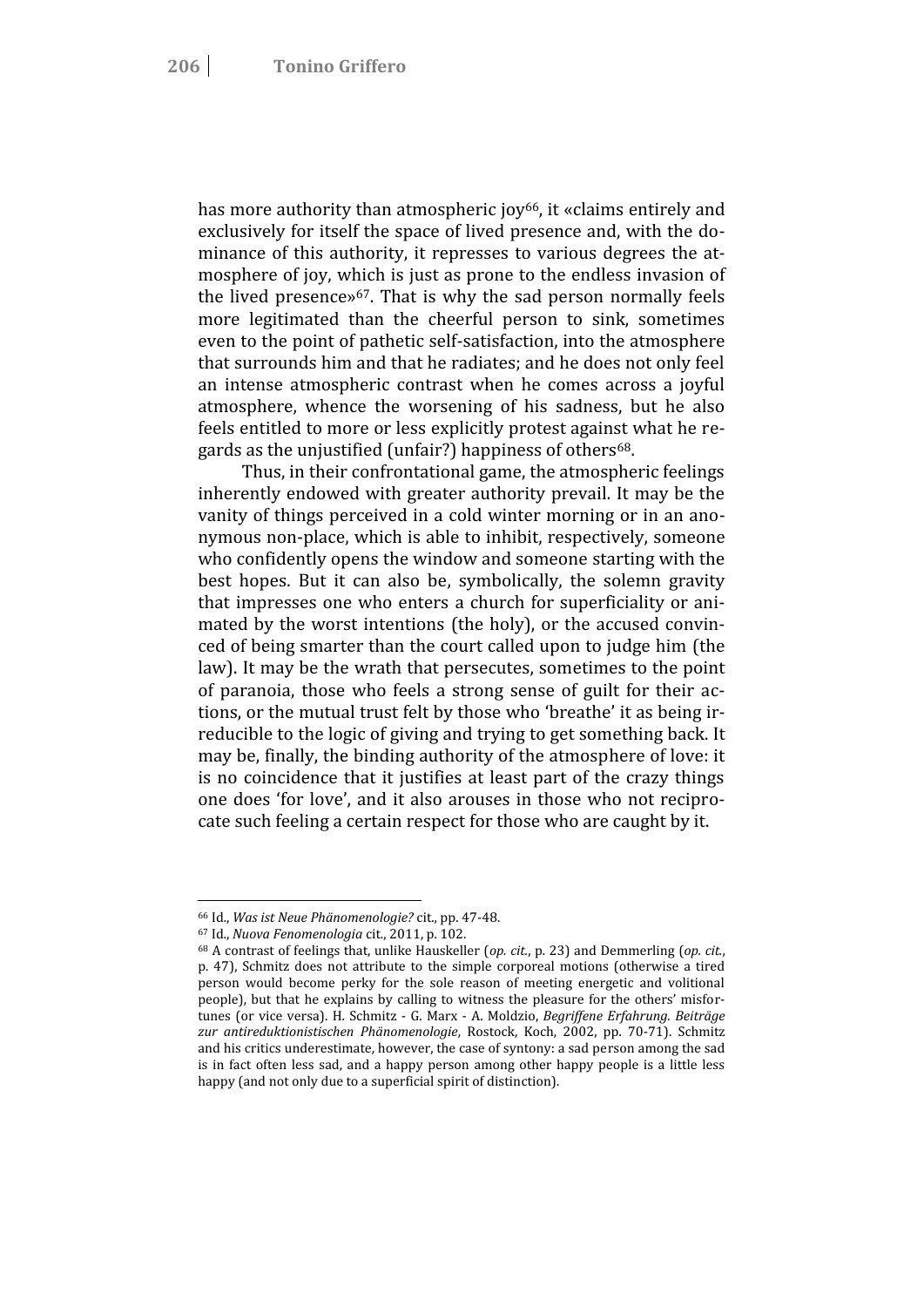has more authority than atmospheric joy[66], it «claims entirely and exclusively for itself the space of lived presence and, with the dominance of this authority, it represses to various degrees the atmosphere of joy, which is just as prone to the endless invasion of the lived presence»[67]. That is why the sad person normally feels more legitimated than the cheerful person to sink, sometimes even to the point of pathetic self-satisfaction, into the atmosphere that surrounds him and that he radiates; and he does not only feel an intense atmospheric contrast when he comes across a joyful atmosphere, whence the worsening of his sadness, but he also feels entitled to more or less explicitly protest against what he regards as the unjustified (unfair?) happiness of others[68].

Thus, in their confrontational game, the atmospheric feelings inherently endowed with greater authority prevail. It may be the vanity of things perceived in a cold winter morning or in an anonymous non-place, which is able to inhibit, respectively, someone who confidently opens the window and someone starting with the best hopes. But it can also be, symbolically, the solemn gravity that impresses one who enters a church for superficiality or animated by the worst intentions (the holy), or the accused convinced of being smarter than the court called upon to judge him (the law). It may be the wrath that persecutes, sometimes to the point of paranoia, those who feels a strong sense of guilt for their actions, or the mutual trust felt by those who 'breathe' it as being irreducible to the logic of giving and trying to get something back. It may be, finally, the binding authority of the atmosphere of love: it is no coincidence that it justifies at least part of the crazy things one does 'for love', and it also arouses in those who not reciprocate such feeling a certain respect for those who are caught by it.

---

[66] Id., *Was ist Neue Phänomenologie?* cit., pp. 47-48.

[67] Id., *Nuova Fenomenologia* cit., 2011, p. 102.

[68] A contrast of feelings that, unlike Hauskeller (*op. cit.*, p. 23) and Demmerling (*op. cit.*, p. 47), Schmitz does not attribute to the simple corporeal motions (otherwise a tired person would become perky for the sole reason of meeting energetic and volitional people), but that he explains by calling to witness the pleasure for the others' misfortunes (or vice versa). H. Schmitz - G. Marx - A. Moldzio, *Begriffene Erfahrung. Beiträge zur antireduktionistischen Phänomenologie*, Rostock, Koch, 2002, pp. 70-71). Schmitz and his critics underestimate, however, the case of syntony: a sad person among the sad is in fact often less sad, and a happy person among other happy people is a little less happy (and not only due to a superficial spirit of distinction).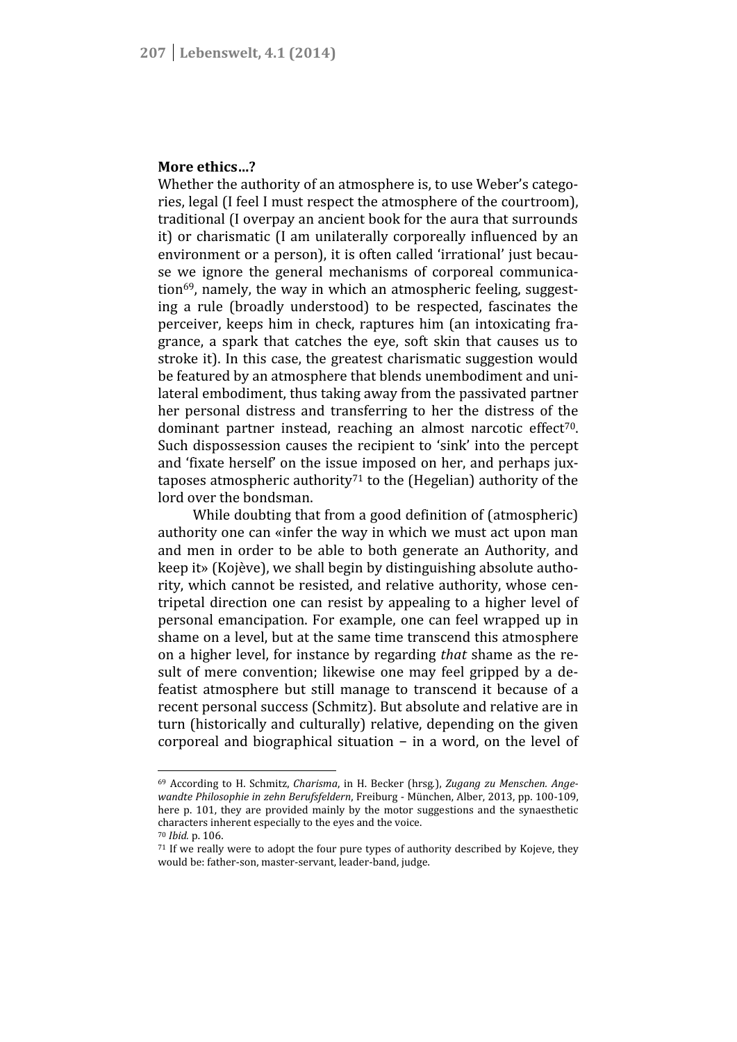**More ethics…?**

Whether the authority of an atmosphere is, to use Weber's categories, legal (I feel I must respect the atmosphere of the courtroom), traditional (I overpay an ancient book for the aura that surrounds it) or charismatic (I am unilaterally corporeally influenced by an environment or a person), it is often called 'irrational' just because we ignore the general mechanisms of corporeal communication[69], namely, the way in which an atmospheric feeling, suggesting a rule (broadly understood) to be respected, fascinates the perceiver, keeps him in check, raptures him (an intoxicating fragrance, a spark that catches the eye, soft skin that causes us to stroke it). In this case, the greatest charismatic suggestion would be featured by an atmosphere that blends unembodiment and unilateral embodiment, thus taking away from the passivated partner her personal distress and transferring to her the distress of the dominant partner instead, reaching an almost narcotic effect[70]. Such dispossession causes the recipient to 'sink' into the percept and 'fixate herself' on the issue imposed on her, and perhaps juxtaposes atmospheric authority[71] to the (Hegelian) authority of the lord over the bondsman.

While doubting that from a good definition of (atmospheric) authority one can «infer the way in which we must act upon man and men in order to be able to both generate an Authority, and keep it» (Kojève), we shall begin by distinguishing absolute authority, which cannot be resisted, and relative authority, whose centripetal direction one can resist by appealing to a higher level of personal emancipation. For example, one can feel wrapped up in shame on a level, but at the same time transcend this atmosphere on a higher level, for instance by regarding *that* shame as the result of mere convention; likewise one may feel gripped by a defeatist atmosphere but still manage to transcend it because of a recent personal success (Schmitz). But absolute and relative are in turn (historically and culturally) relative, depending on the given corporeal and biographical situation – in a word, on the level of

---

[69] According to H. Schmitz, *Charisma*, in H. Becker (hrsg.), *Zugang zu Menschen. Angewandte Philosophie in zehn Berufsfeldern*, Freiburg - München, Alber, 2013, pp. 100-109, here p. 101, they are provided mainly by the motor suggestions and the synaesthetic characters inherent especially to the eyes and the voice.

[70] *Ibid.* p. 106.

[71] If we really were to adopt the four pure types of authority described by Kojeve, they would be: father-son, master-servant, leader-band, judge.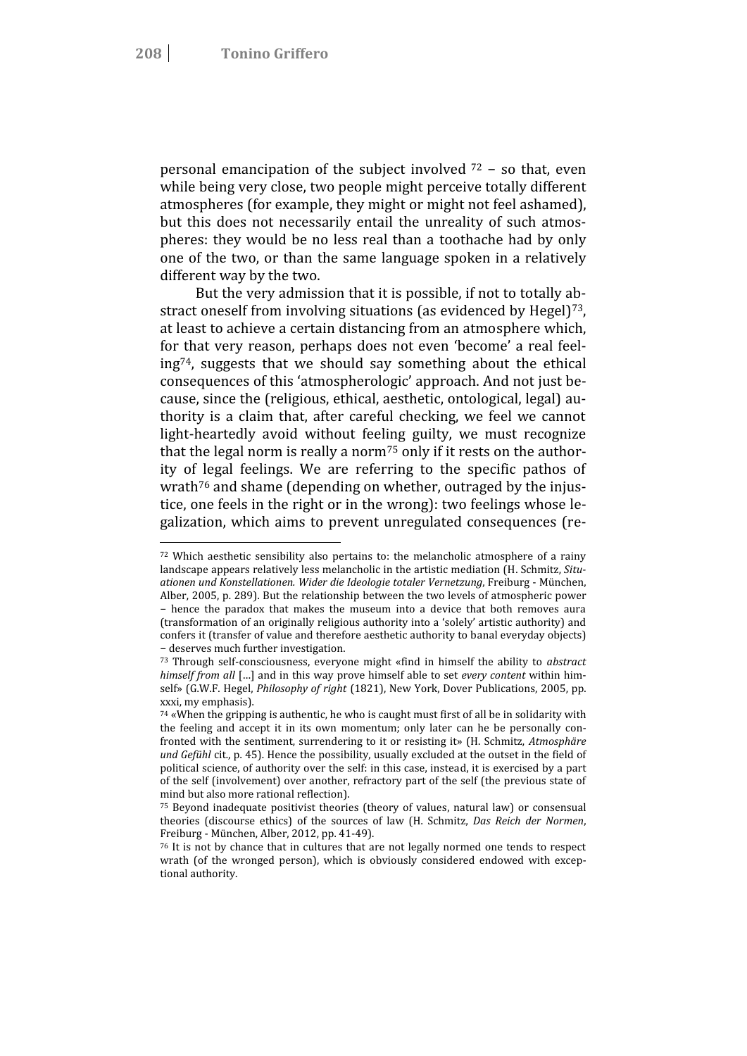personal emancipation of the subject involved [72] – so that, even while being very close, two people might perceive totally different atmospheres (for example, they might or might not feel ashamed), but this does not necessarily entail the unreality of such atmospheres: they would be no less real than a toothache had by only one of the two, or than the same language spoken in a relatively different way by the two.

But the very admission that it is possible, if not to totally abstract oneself from involving situations (as evidenced by Hegel)[73], at least to achieve a certain distancing from an atmosphere which, for that very reason, perhaps does not even 'become' a real feeling[74], suggests that we should say something about the ethical consequences of this 'atmospherologic' approach. And not just because, since the (religious, ethical, aesthetic, ontological, legal) authority is a claim that, after careful checking, we feel we cannot light-heartedly avoid without feeling guilty, we must recognize that the legal norm is really a norm[75] only if it rests on the authority of legal feelings. We are referring to the specific pathos of wrath[76] and shame (depending on whether, outraged by the injustice, one feels in the right or in the wrong): two feelings whose legalization, which aims to prevent unregulated consequences (re-

---

[72] Which aesthetic sensibility also pertains to: the melancholic atmosphere of a rainy landscape appears relatively less melancholic in the artistic mediation (H. Schmitz, *Situationen und Konstellationen. Wider die Ideologie totaler Vernetzung*, Freiburg - München, Alber, 2005, p. 289). But the relationship between the two levels of atmospheric power – hence the paradox that makes the museum into a device that both removes aura (transformation of an originally religious authority into a 'solely' artistic authority) and confers it (transfer of value and therefore aesthetic authority to banal everyday objects) – deserves much further investigation.

[73] Through self-consciousness, everyone might «find in himself the ability to *abstract himself from all* […] and in this way prove himself able to set *every content* within himself» (G.W.F. Hegel, *Philosophy of right* (1821), New York, Dover Publications, 2005, pp. xxxi, my emphasis).

[74] «When the gripping is authentic, he who is caught must first of all be in solidarity with the feeling and accept it in its own momentum; only later can he be personally confronted with the sentiment, surrendering to it or resisting it» (H. Schmitz, *Atmosphäre und Gefühl* cit., p. 45). Hence the possibility, usually excluded at the outset in the field of political science, of authority over the self: in this case, instead, it is exercised by a part of the self (involvement) over another, refractory part of the self (the previous state of mind but also more rational reflection).

[75] Beyond inadequate positivist theories (theory of values, natural law) or consensual theories (discourse ethics) of the sources of law (H. Schmitz, *Das Reich der Normen*, Freiburg - München, Alber, 2012, pp. 41-49).

[76] It is not by chance that in cultures that are not legally normed one tends to respect wrath (of the wronged person), which is obviously considered endowed with exceptional authority.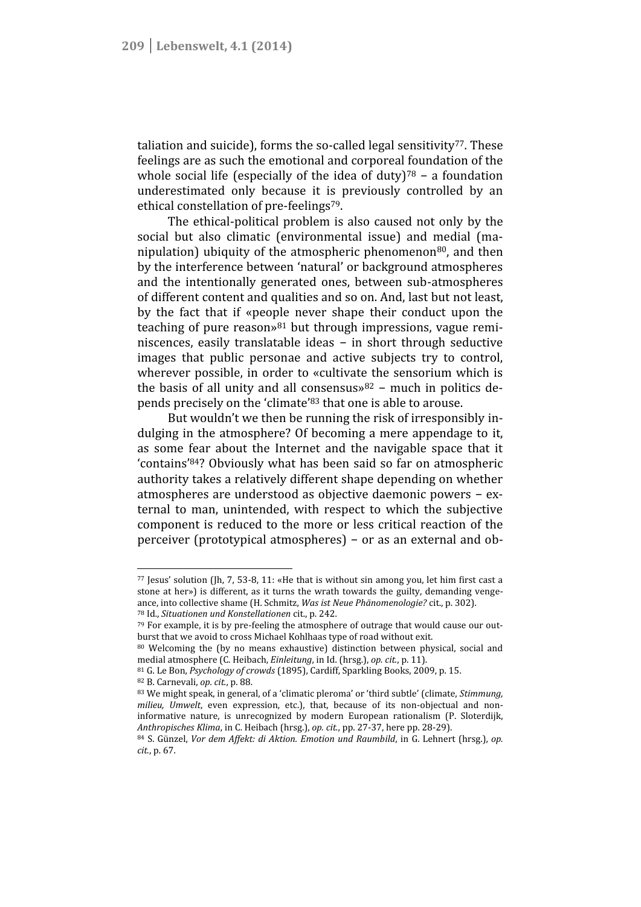taliation and suicide), forms the so-called legal sensitivity[77]. These feelings are as such the emotional and corporeal foundation of the whole social life (especially of the idea of duty)[78] – a foundation underestimated only because it is previously controlled by an ethical constellation of pre-feelings[79].

The ethical-political problem is also caused not only by the social but also climatic (environmental issue) and medial (manipulation) ubiquity of the atmospheric phenomenon[80], and then by the interference between 'natural' or background atmospheres and the intentionally generated ones, between sub-atmospheres of different content and qualities and so on. And, last but not least, by the fact that if «people never shape their conduct upon the teaching of pure reason»[81] but through impressions, vague reminiscences, easily translatable ideas – in short through seductive images that public personae and active subjects try to control, wherever possible, in order to «cultivate the sensorium which is the basis of all unity and all consensus»[82] – much in politics depends precisely on the 'climate'[83] that one is able to arouse.

But wouldn't we then be running the risk of irresponsibly indulging in the atmosphere? Of becoming a mere appendage to it, as some fear about the Internet and the navigable space that it 'contains'[84]? Obviously what has been said so far on atmospheric authority takes a relatively different shape depending on whether atmospheres are understood as objective daemonic powers – external to man, unintended, with respect to which the subjective component is reduced to the more or less critical reaction of the perceiver (prototypical atmospheres) – or as an external and ob-

---

[77] Jesus' solution (Jh, 7, 53-8, 11: «He that is without sin among you, let him first cast a stone at her») is different, as it turns the wrath towards the guilty, demanding vengeance, into collective shame (H. Schmitz, *Was ist Neue Phänomenologie?* cit., p. 302).

[78] Id., *Situationen und Konstellationen* cit., p. 242.

[79] For example, it is by pre-feeling the atmosphere of outrage that would cause our outburst that we avoid to cross Michael Kohlhaas type of road without exit.

[80] Welcoming the (by no means exhaustive) distinction between physical, social and medial atmosphere (C. Heibach, *Einleitung*, in Id. (hrsg.), *op. cit.*, p. 11).

[81] G. Le Bon, *Psychology of crowds* (1895), Cardiff, Sparkling Books, 2009, p. 15.

[82] B. Carnevali, *op. cit.*, p. 88.

[83] We might speak, in general, of a 'climatic pleroma' or 'third subtle' (climate, *Stimmung, milieu, Umwelt*, even expression, etc.), that, because of its non-objectual and non-informative nature, is unrecognized by modern European rationalism (P. Sloterdijk, *Anthropisches Klima*, in C. Heibach (hrsg.), *op. cit.*, pp. 27-37, here pp. 28-29).

[84] S. Günzel, *Vor dem Affekt: di Aktion. Emotion und Raumbild*, in G. Lehnert (hrsg.), *op. cit.*, p. 67.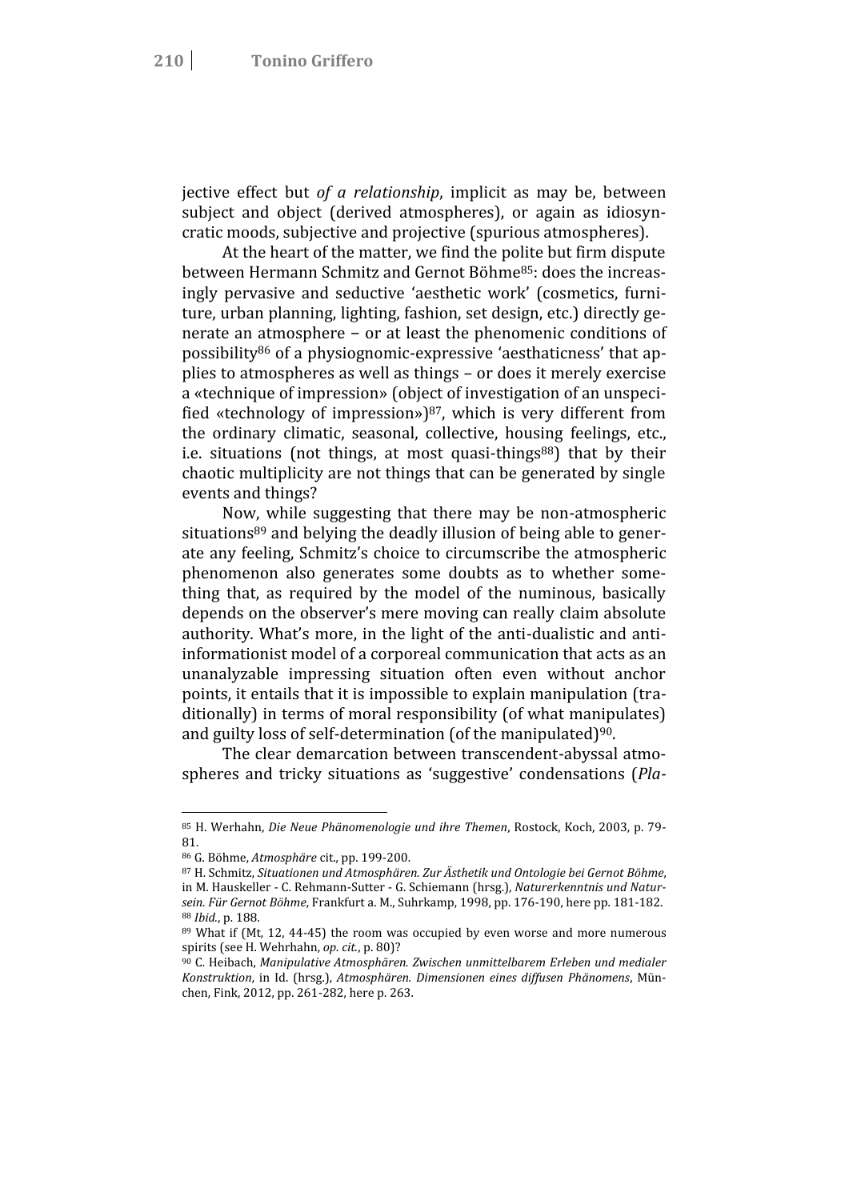jective effect but *of a relationship*, implicit as may be, between subject and object (derived atmospheres), or again as idiosyncratic moods, subjective and projective (spurious atmospheres).

At the heart of the matter, we find the polite but firm dispute between Hermann Schmitz and Gernot Böhme[85]: does the increasingly pervasive and seductive 'aesthetic work' (cosmetics, furniture, urban planning, lighting, fashion, set design, etc.) directly generate an atmosphere – or at least the phenomenic conditions of possibility[86] of a physiognomic-expressive 'aesthaticness' that applies to atmospheres as well as things – or does it merely exercise a «technique of impression» (object of investigation of an unspecified «technology of impression»)[87], which is very different from the ordinary climatic, seasonal, collective, housing feelings, etc., i.e. situations (not things, at most quasi-things[88]) that by their chaotic multiplicity are not things that can be generated by single events and things?

Now, while suggesting that there may be non-atmospheric situations[89] and belying the deadly illusion of being able to generate any feeling, Schmitz's choice to circumscribe the atmospheric phenomenon also generates some doubts as to whether something that, as required by the model of the numinous, basically depends on the observer's mere moving can really claim absolute authority. What's more, in the light of the anti-dualistic and anti-informationist model of a corporeal communication that acts as an unanalyzable impressing situation often even without anchor points, it entails that it is impossible to explain manipulation (traditionally) in terms of moral responsibility (of what manipulates) and guilty loss of self-determination (of the manipulated)[90].

The clear demarcation between transcendent-abyssal atmospheres and tricky situations as 'suggestive' condensations (*Pla-*

---

[85] H. Werhahn, *Die Neue Phänomenologie und ihre Themen*, Rostock, Koch, 2003, p. 79-81.

[86] G. Böhme, *Atmosphäre* cit., pp. 199-200.

[87] H. Schmitz, *Situationen und Atmosphären. Zur Ästhetik und Ontologie bei Gernot Böhme*, in M. Hauskeller - C. Rehmann-Sutter - G. Schiemann (hrsg.), *Naturerkenntnis und Natursein. Für Gernot Böhme*, Frankfurt a. M., Suhrkamp, 1998, pp. 176-190, here pp. 181-182.

[88] *Ibid.*, p. 188.

[89] What if (Mt, 12, 44-45) the room was occupied by even worse and more numerous spirits (see H. Wehrhahn, *op. cit.*, p. 80)?

[90] C. Heibach, *Manipulative Atmosphären. Zwischen unmittelbarem Erleben und medialer Konstruktion*, in Id. (hrsg.), *Atmosphären. Dimensionen eines diffusen Phänomens*, München, Fink, 2012, pp. 261-282, here p. 263.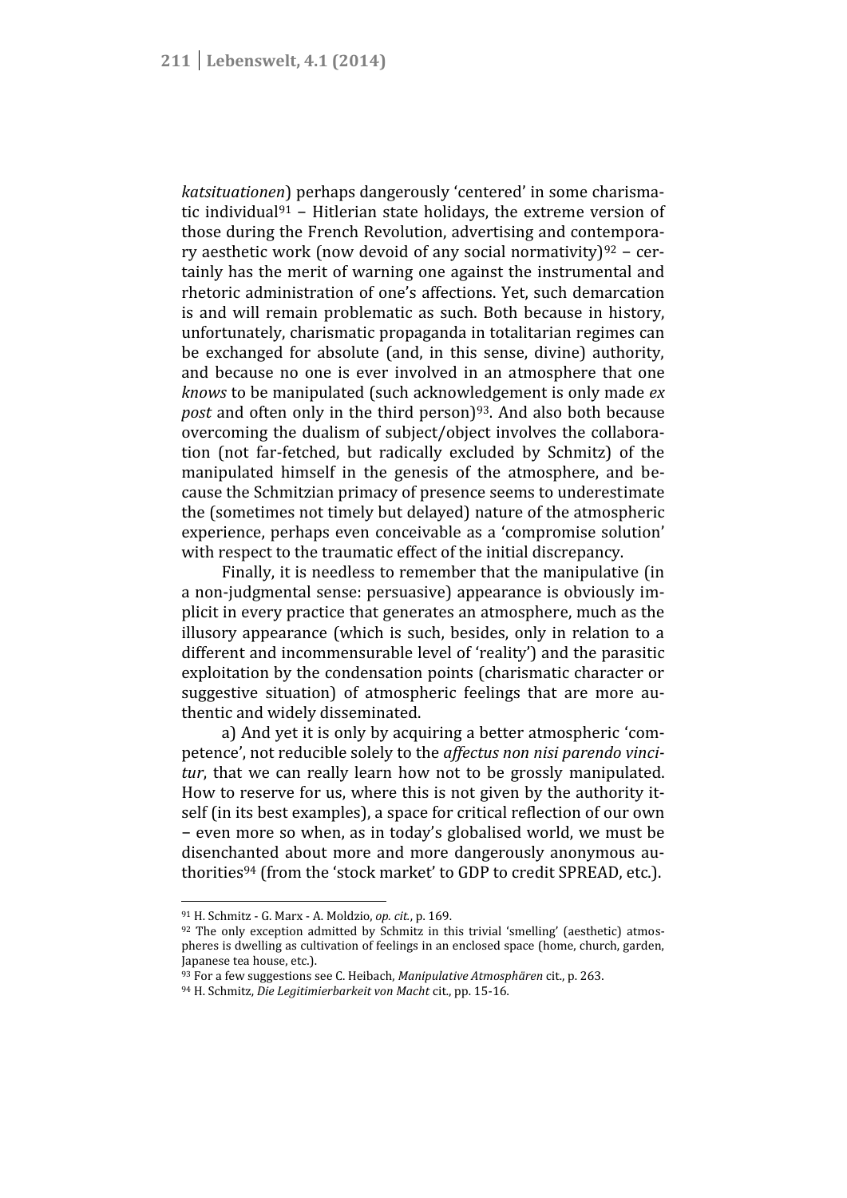*katsituationen*) perhaps dangerously 'centered' in some charismatic individual[91] – Hitlerian state holidays, the extreme version of those during the French Revolution, advertising and contemporary aesthetic work (now devoid of any social normativity)[92] – certainly has the merit of warning one against the instrumental and rhetoric administration of one's affections. Yet, such demarcation is and will remain problematic as such. Both because in history, unfortunately, charismatic propaganda in totalitarian regimes can be exchanged for absolute (and, in this sense, divine) authority, and because no one is ever involved in an atmosphere that one *knows* to be manipulated (such acknowledgement is only made *ex post* and often only in the third person)[93]. And also both because overcoming the dualism of subject/object involves the collaboration (not far-fetched, but radically excluded by Schmitz) of the manipulated himself in the genesis of the atmosphere, and because the Schmitzian primacy of presence seems to underestimate the (sometimes not timely but delayed) nature of the atmospheric experience, perhaps even conceivable as a 'compromise solution' with respect to the traumatic effect of the initial discrepancy.

Finally, it is needless to remember that the manipulative (in a non-judgmental sense: persuasive) appearance is obviously implicit in every practice that generates an atmosphere, much as the illusory appearance (which is such, besides, only in relation to a different and incommensurable level of 'reality') and the parasitic exploitation by the condensation points (charismatic character or suggestive situation) of atmospheric feelings that are more authentic and widely disseminated.

a) And yet it is only by acquiring a better atmospheric 'competence', not reducible solely to the *affectus non nisi parendo vincitur*, that we can really learn how not to be grossly manipulated. How to reserve for us, where this is not given by the authority itself (in its best examples), a space for critical reflection of our own – even more so when, as in today's globalised world, we must be disenchanted about more and more dangerously anonymous authorities[94] (from the 'stock market' to GDP to credit SPREAD, etc.).

---

[91] H. Schmitz - G. Marx - A. Moldzio, *op. cit.*, p. 169.

[92] The only exception admitted by Schmitz in this trivial 'smelling' (aesthetic) atmospheres is dwelling as cultivation of feelings in an enclosed space (home, church, garden, Japanese tea house, etc.).

[93] For a few suggestions see C. Heibach, *Manipulative Atmosphären* cit., p. 263.

[94] H. Schmitz, *Die Legitimierbarkeit von Macht* cit., pp. 15-16.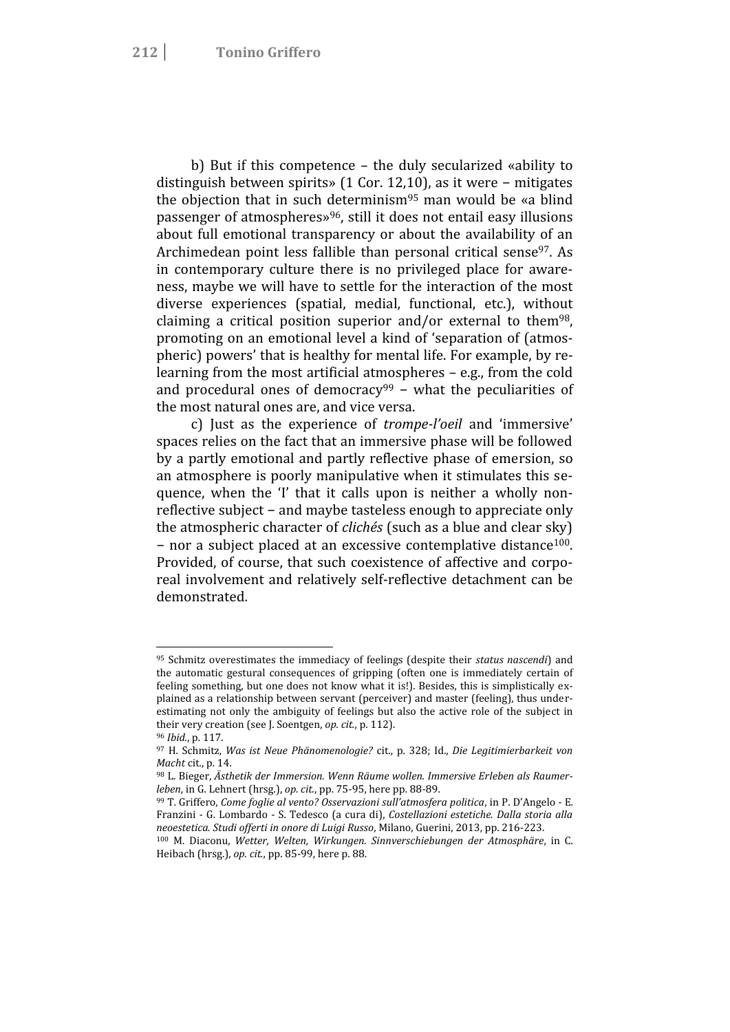b) But if this competence – the duly secularized «ability to distinguish between spirits» (1 Cor. 12,10), as it were – mitigates the objection that in such determinism[95] man would be «a blind passenger of atmospheres»[96], still it does not entail easy illusions about full emotional transparency or about the availability of an Archimedean point less fallible than personal critical sense[97]. As in contemporary culture there is no privileged place for awareness, maybe we will have to settle for the interaction of the most diverse experiences (spatial, medial, functional, etc.), without claiming a critical position superior and/or external to them[98], promoting on an emotional level a kind of 'separation of (atmospheric) powers' that is healthy for mental life. For example, by relearning from the most artificial atmospheres – e.g., from the cold and procedural ones of democracy[99] – what the peculiarities of the most natural ones are, and vice versa.

c) Just as the experience of *trompe-l'oeil* and 'immersive' spaces relies on the fact that an immersive phase will be followed by a partly emotional and partly reflective phase of emersion, so an atmosphere is poorly manipulative when it stimulates this sequence, when the 'I' that it calls upon is neither a wholly non-reflective subject – and maybe tasteless enough to appreciate only the atmospheric character of *clichés* (such as a blue and clear sky) – nor a subject placed at an excessive contemplative distance[100]. Provided, of course, that such coexistence of affective and corporeal involvement and relatively self-reflective detachment can be demonstrated.

---

[95] Schmitz overestimates the immediacy of feelings (despite their *status nascendi*) and the automatic gestural consequences of gripping (often one is immediately certain of feeling something, but one does not know what it is!). Besides, this is simplistically explained as a relationship between servant (perceiver) and master (feeling), thus underestimating not only the ambiguity of feelings but also the active role of the subject in their very creation (see J. Soentgen, *op. cit.*, p. 112).

[96] *Ibid.*, p. 117.

[97] H. Schmitz, *Was ist Neue Phänomenologie?* cit., p. 328; Id., *Die Legitimierbarkeit von Macht* cit., p. 14.

[98] L. Bieger, *Ästhetik der Immersion. Wenn Räume wollen. Immersive Erleben als Raumerleben*, in G. Lehnert (hrsg.), *op. cit.*, pp. 75-95, here pp. 88-89.

[99] T. Griffero, *Come foglie al vento? Osservazioni sull'atmosfera politica*, in P. D'Angelo - E. Franzini - G. Lombardo - S. Tedesco (a cura di), *Costellazioni estetiche. Dalla storia alla neoestetica. Studi offerti in onore di Luigi Russo*, Milano, Guerini, 2013, pp. 216-223.

[100] M. Diaconu, *Wetter, Welten, Wirkungen. Sinnverschiebungen der Atmosphäre*, in C. Heibach (hrsg.), *op. cit.*, pp. 85-99, here p. 88.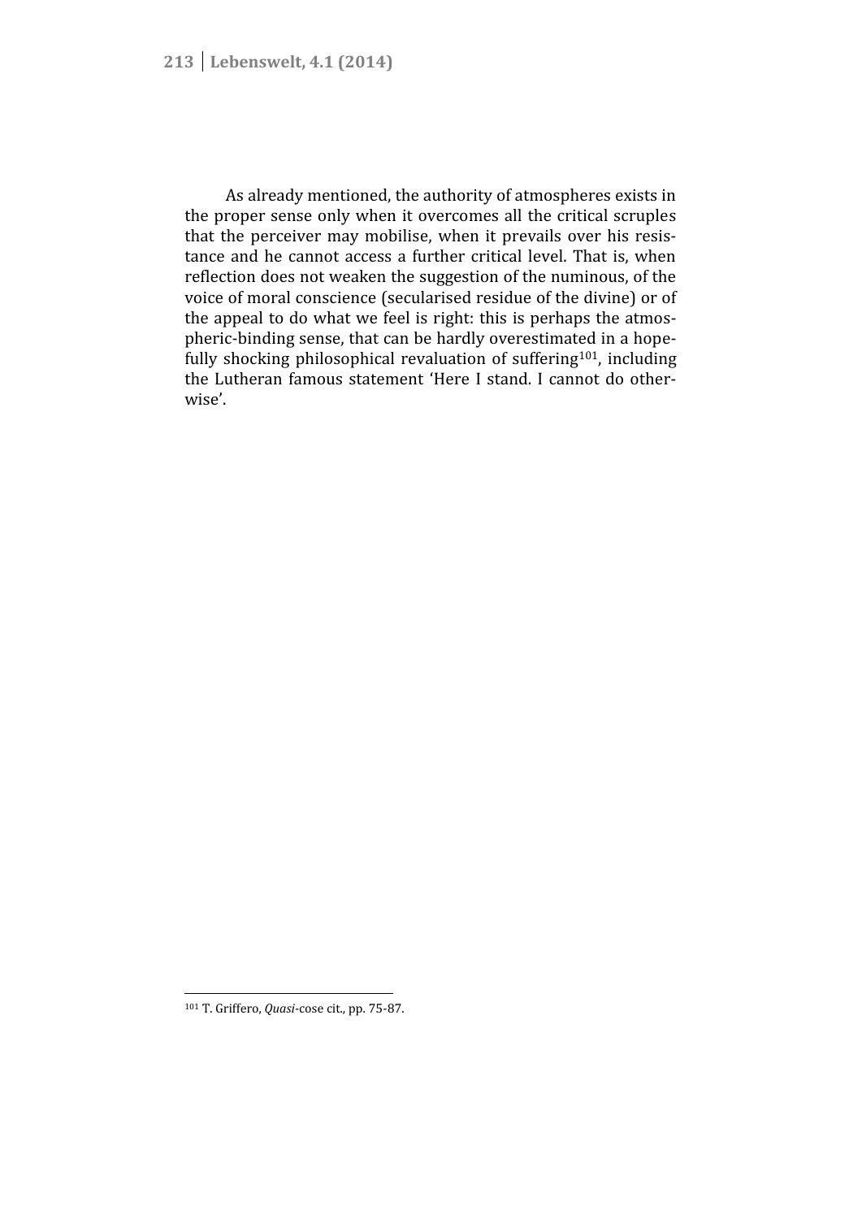As already mentioned, the authority of atmospheres exists in the proper sense only when it overcomes all the critical scruples that the perceiver may mobilise, when it prevails over his resistance and he cannot access a further critical level. That is, when reflection does not weaken the suggestion of the numinous, of the voice of moral conscience (secularised residue of the divine) or of the appeal to do what we feel is right: this is perhaps the atmospheric-binding sense, that can be hardly overestimated in a hopefully shocking philosophical revaluation of suffering[101], including the Lutheran famous statement 'Here I stand. I cannot do otherwise'.

[101] T. Griffero, *Quasi*-cose cit., pp. 75-87.